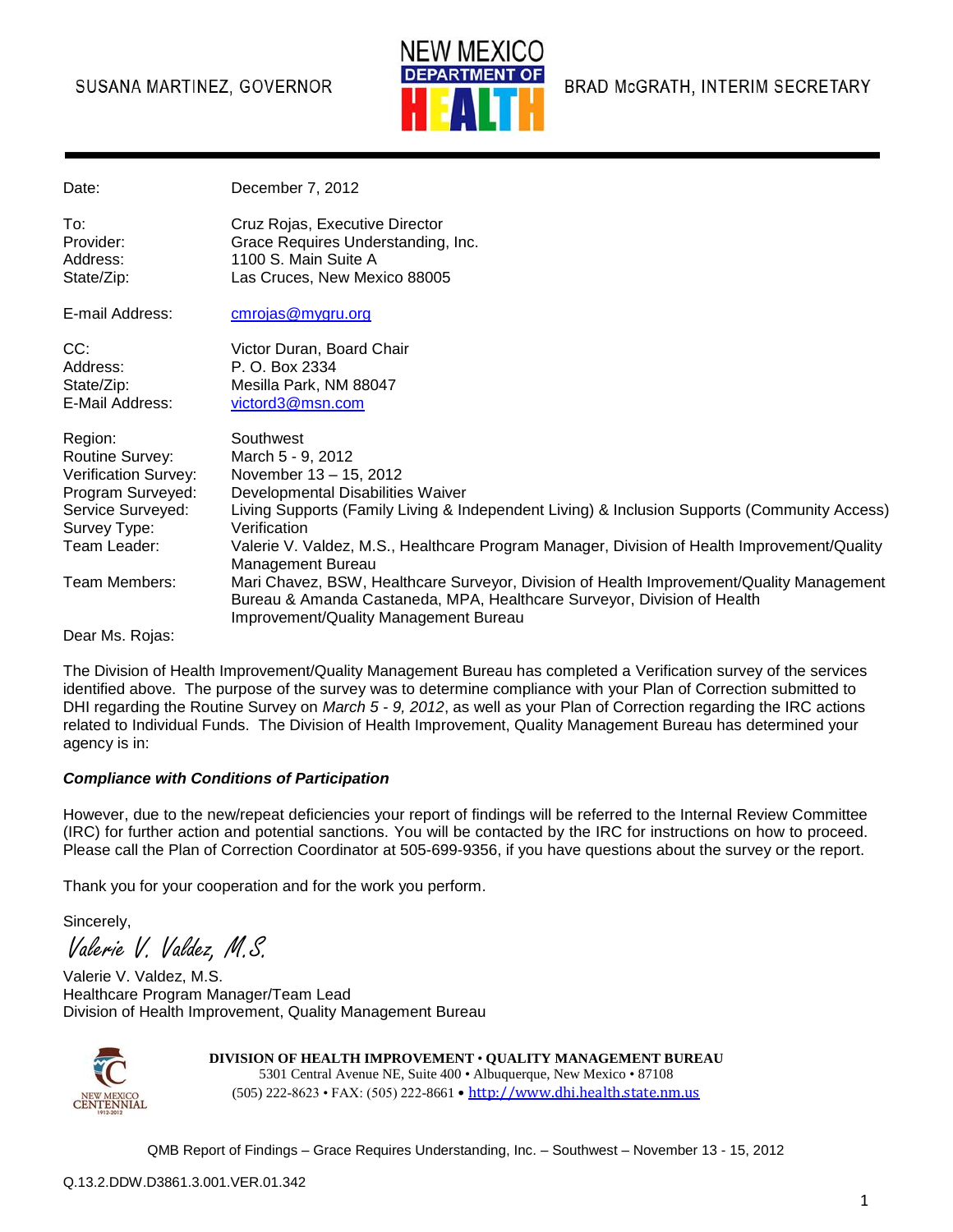SUSANA MARTINEZ, GOVERNOR

NEW MEXICO DEPARTMENT OF HEALTH

BRAD McGRATH, INTERIM SECRETARY

| | |
|---|---|
| Date: | December 7, 2012 |
| To: | Cruz Rojas, Executive Director |
| Provider: | Grace Requires Understanding, Inc. |
| Address: | 1100 S. Main Suite A |
| State/Zip: | Las Cruces, New Mexico 88005 |
| E-mail Address: | cmrojas@mygru.org |
| CC: | Victor Duran, Board Chair |
| Address: | P. O. Box 2334 |
| State/Zip: | Mesilla Park, NM 88047 |
| E-Mail Address: | victord3@msn.com |
| Region: | Southwest |
| Routine Survey: | March 5 - 9, 2012 |
| Verification Survey: | November 13 – 15, 2012 |
| Program Surveyed: | Developmental Disabilities Waiver |
| Service Surveyed: | Living Supports (Family Living & Independent Living) & Inclusion Supports (Community Access) |
| Survey Type: | Verification |
| Team Leader: | Valerie V. Valdez, M.S., Healthcare Program Manager, Division of Health Improvement/Quality Management Bureau |
| Team Members: | Mari Chavez, BSW, Healthcare Surveyor, Division of Health Improvement/Quality Management Bureau & Amanda Castaneda, MPA, Healthcare Surveyor, Division of Health Improvement/Quality Management Bureau |

Dear Ms. Rojas:

The Division of Health Improvement/Quality Management Bureau has completed a Verification survey of the services identified above. The purpose of the survey was to determine compliance with your Plan of Correction submitted to DHI regarding the Routine Survey on *March 5 - 9, 2012*, as well as your Plan of Correction regarding the IRC actions related to Individual Funds. The Division of Health Improvement, Quality Management Bureau has determined your agency is in:

***Compliance with Conditions of Participation***

However, due to the new/repeat deficiencies your report of findings will be referred to the Internal Review Committee (IRC) for further action and potential sanctions. You will be contacted by the IRC for instructions on how to proceed. Please call the Plan of Correction Coordinator at 505-699-9356, if you have questions about the survey or the report.

Thank you for your cooperation and for the work you perform.

Sincerely,

*Valerie V. Valdez, M.S.*

Valerie V. Valdez, M.S.
Healthcare Program Manager/Team Lead
Division of Health Improvement, Quality Management Bureau

**DIVISION OF HEALTH IMPROVEMENT • QUALITY MANAGEMENT BUREAU**
5301 Central Avenue NE, Suite 400 • Albuquerque, New Mexico • 87108
(505) 222-8623 • FAX: (505) 222-8661 • http://www.dhi.health.state.nm.us

NEW MEXICO CENTENNIAL 1912-2012

QMB Report of Findings – Grace Requires Understanding, Inc. – Southwest – November 13 - 15, 2012

Q.13.2.DDW.D3861.3.001.VER.01.342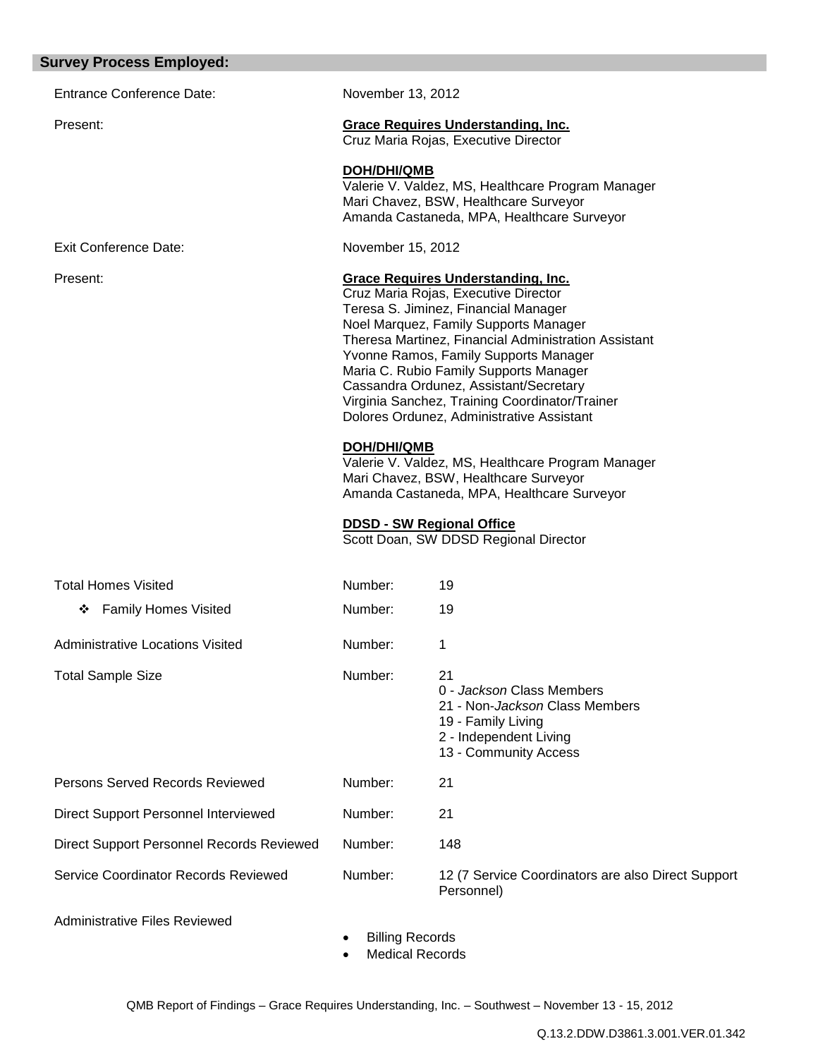## Survey Process Employed:

| | | |
|---|---|---|
| Entrance Conference Date: | November 13, 2012 | |
| Present: | **Grace Requires Understanding, Inc.**<br>Cruz Maria Rojas, Executive Director<br><br>**DOH/DHI/QMB**<br>Valerie V. Valdez, MS, Healthcare Program Manager<br>Mari Chavez, BSW, Healthcare Surveyor<br>Amanda Castaneda, MPA, Healthcare Surveyor | |
| Exit Conference Date: | November 15, 2012 | |
| Present: | **Grace Requires Understanding, Inc.**<br>Cruz Maria Rojas, Executive Director<br>Teresa S. Jiminez, Financial Manager<br>Noel Marquez, Family Supports Manager<br>Theresa Martinez, Financial Administration Assistant<br>Yvonne Ramos, Family Supports Manager<br>Maria C. Rubio Family Supports Manager<br>Cassandra Ordunez, Assistant/Secretary<br>Virginia Sanchez, Training Coordinator/Trainer<br>Dolores Ordunez, Administrative Assistant<br><br>**DOH/DHI/QMB**<br>Valerie V. Valdez, MS, Healthcare Program Manager<br>Mari Chavez, BSW, Healthcare Surveyor<br>Amanda Castaneda, MPA, Healthcare Surveyor<br><br>**DDSD - SW Regional Office**<br>Scott Doan, SW DDSD Regional Director | |
| Total Homes Visited | Number: | 19 |
| ❖ Family Homes Visited | Number: | 19 |
| Administrative Locations Visited | Number: | 1 |
| Total Sample Size | Number: | 21<br>0 - *Jackson* Class Members<br>21 - Non-*Jackson* Class Members<br>19 - Family Living<br>2 - Independent Living<br>13 - Community Access |
| Persons Served Records Reviewed | Number: | 21 |
| Direct Support Personnel Interviewed | Number: | 21 |
| Direct Support Personnel Records Reviewed | Number: | 148 |
| Service Coordinator Records Reviewed | Number: | 12 (7 Service Coordinators are also Direct Support Personnel) |

Administrative Files Reviewed

- Billing Records
- Medical Records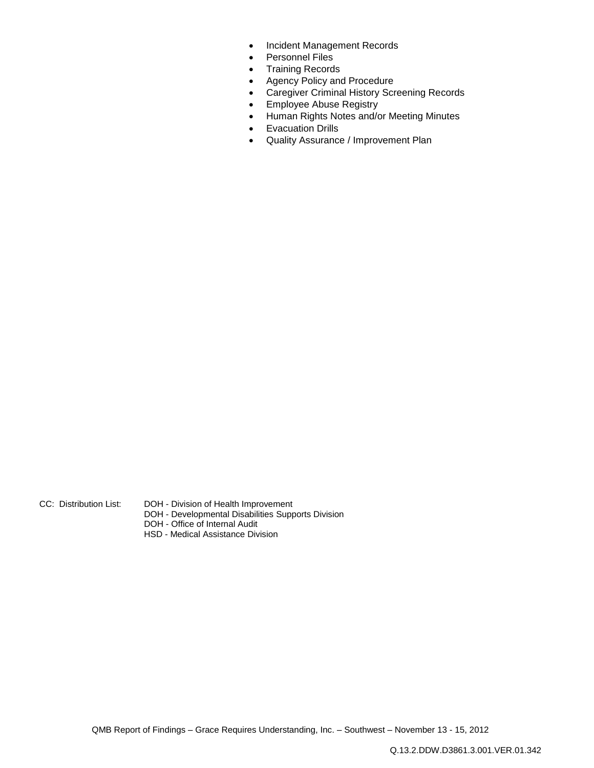- Incident Management Records
- Personnel Files
- Training Records
- Agency Policy and Procedure
- Caregiver Criminal History Screening Records
- Employee Abuse Registry
- Human Rights Notes and/or Meeting Minutes
- Evacuation Drills
- Quality Assurance / Improvement Plan

CC: Distribution List: DOH - Division of Health Improvement
DOH - Developmental Disabilities Supports Division
DOH - Office of Internal Audit
HSD - Medical Assistance Division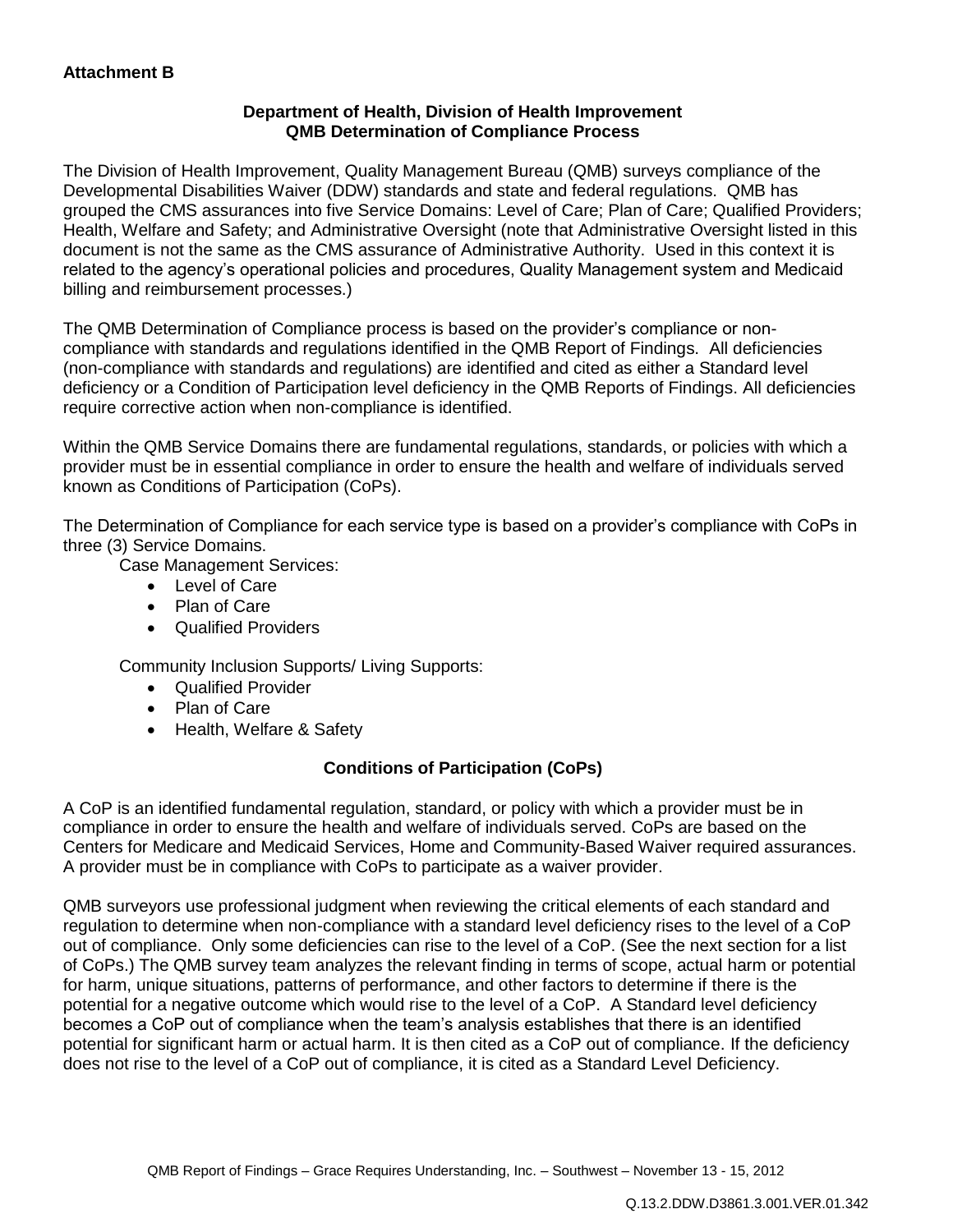**Attachment B**

**Department of Health, Division of Health Improvement**
**QMB Determination of Compliance Process**

The Division of Health Improvement, Quality Management Bureau (QMB) surveys compliance of the Developmental Disabilities Waiver (DDW) standards and state and federal regulations. QMB has grouped the CMS assurances into five Service Domains: Level of Care; Plan of Care; Qualified Providers; Health, Welfare and Safety; and Administrative Oversight (note that Administrative Oversight listed in this document is not the same as the CMS assurance of Administrative Authority. Used in this context it is related to the agency's operational policies and procedures, Quality Management system and Medicaid billing and reimbursement processes.)

The QMB Determination of Compliance process is based on the provider's compliance or non-compliance with standards and regulations identified in the QMB Report of Findings. All deficiencies (non-compliance with standards and regulations) are identified and cited as either a Standard level deficiency or a Condition of Participation level deficiency in the QMB Reports of Findings. All deficiencies require corrective action when non-compliance is identified.

Within the QMB Service Domains there are fundamental regulations, standards, or policies with which a provider must be in essential compliance in order to ensure the health and welfare of individuals served known as Conditions of Participation (CoPs).

The Determination of Compliance for each service type is based on a provider's compliance with CoPs in three (3) Service Domains.

Case Management Services:

- Level of Care
- Plan of Care
- Qualified Providers

Community Inclusion Supports/ Living Supports:

- Qualified Provider
- Plan of Care
- Health, Welfare & Safety

**Conditions of Participation (CoPs)**

A CoP is an identified fundamental regulation, standard, or policy with which a provider must be in compliance in order to ensure the health and welfare of individuals served. CoPs are based on the Centers for Medicare and Medicaid Services, Home and Community-Based Waiver required assurances. A provider must be in compliance with CoPs to participate as a waiver provider.

QMB surveyors use professional judgment when reviewing the critical elements of each standard and regulation to determine when non-compliance with a standard level deficiency rises to the level of a CoP out of compliance. Only some deficiencies can rise to the level of a CoP. (See the next section for a list of CoPs.) The QMB survey team analyzes the relevant finding in terms of scope, actual harm or potential for harm, unique situations, patterns of performance, and other factors to determine if there is the potential for a negative outcome which would rise to the level of a CoP. A Standard level deficiency becomes a CoP out of compliance when the team's analysis establishes that there is an identified potential for significant harm or actual harm. It is then cited as a CoP out of compliance. If the deficiency does not rise to the level of a CoP out of compliance, it is cited as a Standard Level Deficiency.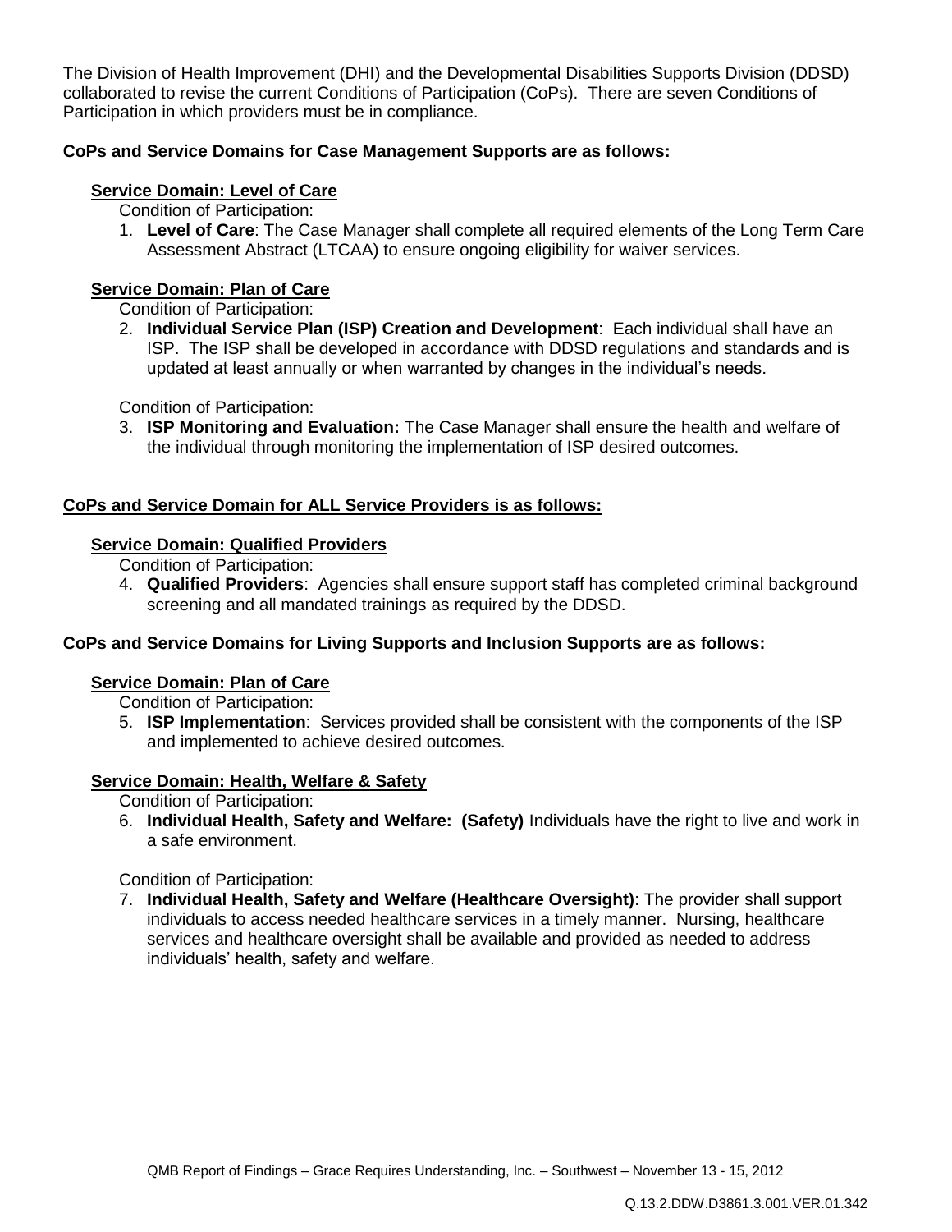The Division of Health Improvement (DHI) and the Developmental Disabilities Supports Division (DDSD) collaborated to revise the current Conditions of Participation (CoPs). There are seven Conditions of Participation in which providers must be in compliance.

**CoPs and Service Domains for Case Management Supports are as follows:**

**Service Domain: Level of Care**

Condition of Participation:

1. **Level of Care**: The Case Manager shall complete all required elements of the Long Term Care Assessment Abstract (LTCAA) to ensure ongoing eligibility for waiver services.

**Service Domain: Plan of Care**

Condition of Participation:

2. **Individual Service Plan (ISP) Creation and Development**: Each individual shall have an ISP. The ISP shall be developed in accordance with DDSD regulations and standards and is updated at least annually or when warranted by changes in the individual's needs.

Condition of Participation:

3. **ISP Monitoring and Evaluation:** The Case Manager shall ensure the health and welfare of the individual through monitoring the implementation of ISP desired outcomes.

**CoPs and Service Domain for ALL Service Providers is as follows:**

**Service Domain: Qualified Providers**

Condition of Participation:

4. **Qualified Providers**: Agencies shall ensure support staff has completed criminal background screening and all mandated trainings as required by the DDSD.

**CoPs and Service Domains for Living Supports and Inclusion Supports are as follows:**

**Service Domain: Plan of Care**

Condition of Participation:

5. **ISP Implementation**: Services provided shall be consistent with the components of the ISP and implemented to achieve desired outcomes.

**Service Domain: Health, Welfare & Safety**

Condition of Participation:

6. **Individual Health, Safety and Welfare: (Safety)** Individuals have the right to live and work in a safe environment.

Condition of Participation:

7. **Individual Health, Safety and Welfare (Healthcare Oversight)**: The provider shall support individuals to access needed healthcare services in a timely manner. Nursing, healthcare services and healthcare oversight shall be available and provided as needed to address individuals' health, safety and welfare.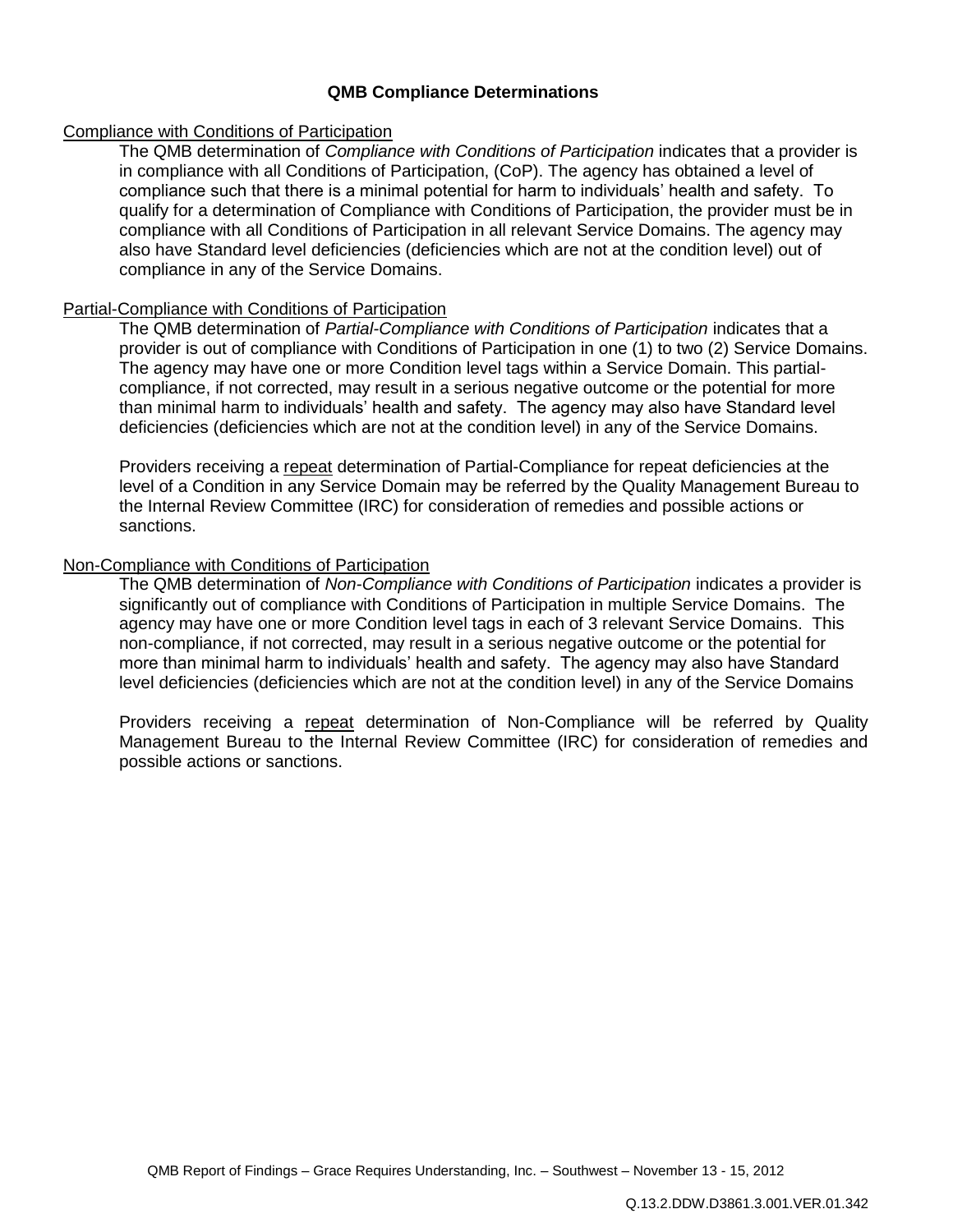**QMB Compliance Determinations**

Compliance with Conditions of Participation

The QMB determination of *Compliance with Conditions of Participation* indicates that a provider is in compliance with all Conditions of Participation, (CoP). The agency has obtained a level of compliance such that there is a minimal potential for harm to individuals' health and safety. To qualify for a determination of Compliance with Conditions of Participation, the provider must be in compliance with all Conditions of Participation in all relevant Service Domains. The agency may also have Standard level deficiencies (deficiencies which are not at the condition level) out of compliance in any of the Service Domains.

Partial-Compliance with Conditions of Participation

The QMB determination of *Partial-Compliance with Conditions of Participation* indicates that a provider is out of compliance with Conditions of Participation in one (1) to two (2) Service Domains. The agency may have one or more Condition level tags within a Service Domain. This partial-compliance, if not corrected, may result in a serious negative outcome or the potential for more than minimal harm to individuals' health and safety. The agency may also have Standard level deficiencies (deficiencies which are not at the condition level) in any of the Service Domains.

Providers receiving a repeat determination of Partial-Compliance for repeat deficiencies at the level of a Condition in any Service Domain may be referred by the Quality Management Bureau to the Internal Review Committee (IRC) for consideration of remedies and possible actions or sanctions.

Non-Compliance with Conditions of Participation

The QMB determination of *Non-Compliance with Conditions of Participation* indicates a provider is significantly out of compliance with Conditions of Participation in multiple Service Domains. The agency may have one or more Condition level tags in each of 3 relevant Service Domains. This non-compliance, if not corrected, may result in a serious negative outcome or the potential for more than minimal harm to individuals' health and safety. The agency may also have Standard level deficiencies (deficiencies which are not at the condition level) in any of the Service Domains

Providers receiving a repeat determination of Non-Compliance will be referred by Quality Management Bureau to the Internal Review Committee (IRC) for consideration of remedies and possible actions or sanctions.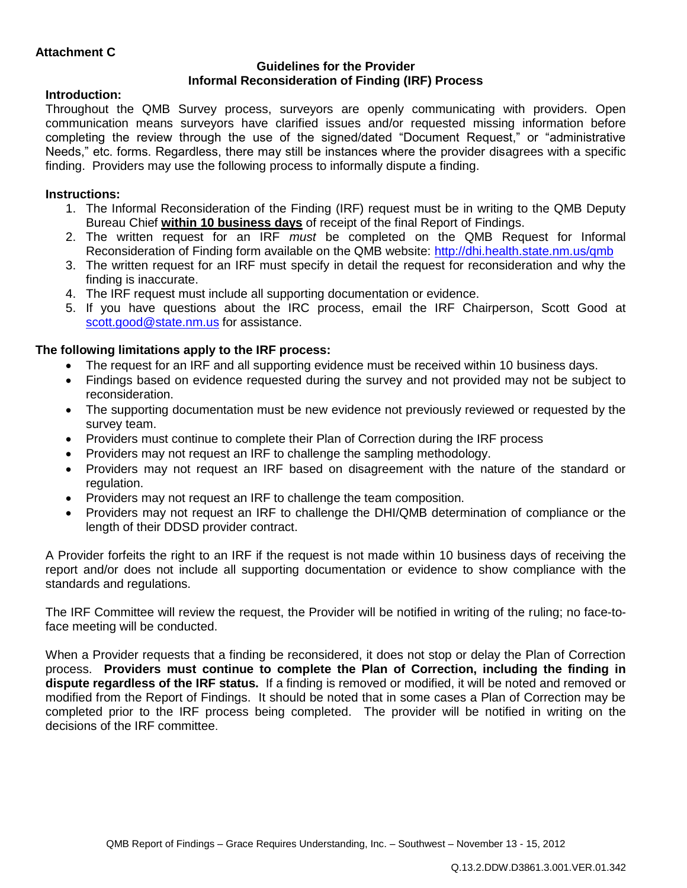**Attachment C**

**Guidelines for the Provider**
**Informal Reconsideration of Finding (IRF) Process**

**Introduction:**

Throughout the QMB Survey process, surveyors are openly communicating with providers. Open communication means surveyors have clarified issues and/or requested missing information before completing the review through the use of the signed/dated "Document Request," or "administrative Needs," etc. forms. Regardless, there may still be instances where the provider disagrees with a specific finding. Providers may use the following process to informally dispute a finding.

**Instructions:**

1. The Informal Reconsideration of the Finding (IRF) request must be in writing to the QMB Deputy Bureau Chief **within 10 business days** of receipt of the final Report of Findings.
2. The written request for an IRF *must* be completed on the QMB Request for Informal Reconsideration of Finding form available on the QMB website: http://dhi.health.state.nm.us/qmb
3. The written request for an IRF must specify in detail the request for reconsideration and why the finding is inaccurate.
4. The IRF request must include all supporting documentation or evidence.
5. If you have questions about the IRC process, email the IRF Chairperson, Scott Good at scott.good@state.nm.us for assistance.

**The following limitations apply to the IRF process:**

- The request for an IRF and all supporting evidence must be received within 10 business days.
- Findings based on evidence requested during the survey and not provided may not be subject to reconsideration.
- The supporting documentation must be new evidence not previously reviewed or requested by the survey team.
- Providers must continue to complete their Plan of Correction during the IRF process
- Providers may not request an IRF to challenge the sampling methodology.
- Providers may not request an IRF based on disagreement with the nature of the standard or regulation.
- Providers may not request an IRF to challenge the team composition.
- Providers may not request an IRF to challenge the DHI/QMB determination of compliance or the length of their DDSD provider contract.

A Provider forfeits the right to an IRF if the request is not made within 10 business days of receiving the report and/or does not include all supporting documentation or evidence to show compliance with the standards and regulations.

The IRF Committee will review the request, the Provider will be notified in writing of the ruling; no face-to-face meeting will be conducted.

When a Provider requests that a finding be reconsidered, it does not stop or delay the Plan of Correction process. **Providers must continue to complete the Plan of Correction, including the finding in dispute regardless of the IRF status.** If a finding is removed or modified, it will be noted and removed or modified from the Report of Findings. It should be noted that in some cases a Plan of Correction may be completed prior to the IRF process being completed. The provider will be notified in writing on the decisions of the IRF committee.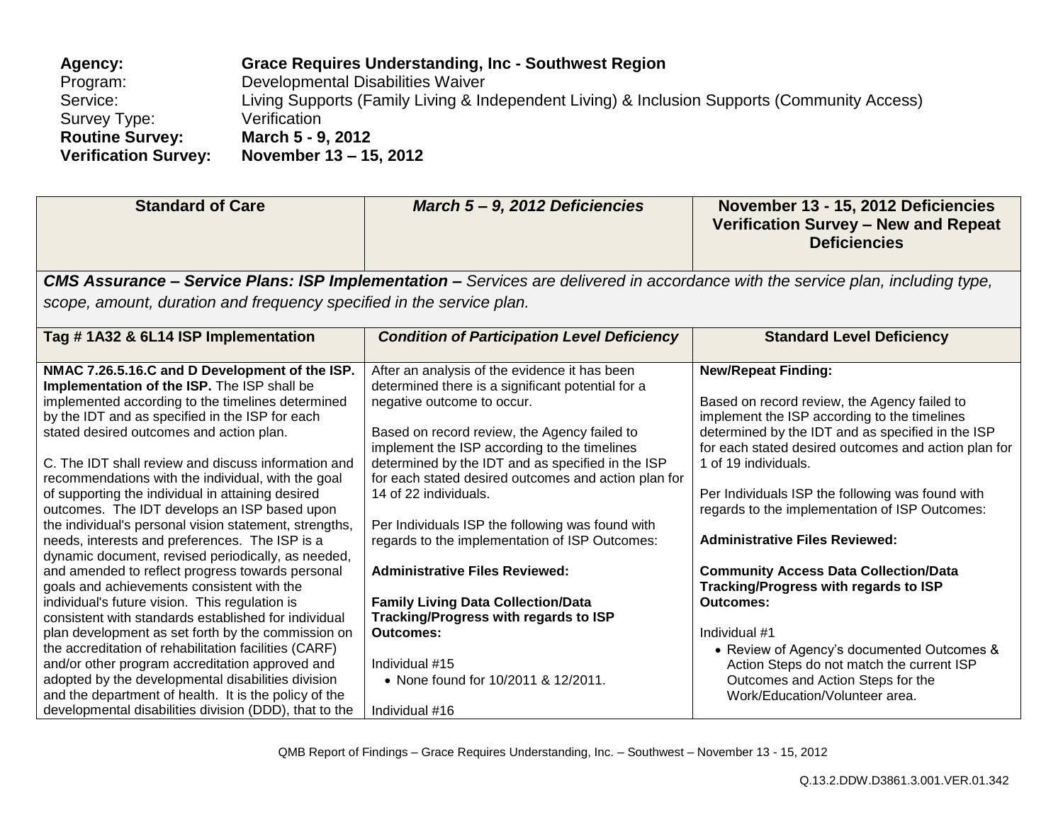**Agency:** **Grace Requires Understanding, Inc - Southwest Region**
Program: Developmental Disabilities Waiver
Service: Living Supports (Family Living & Independent Living) & Inclusion Supports (Community Access)
Survey Type: Verification
**Routine Survey:** **March 5 - 9, 2012**
**Verification Survey:** **November 13 – 15, 2012**

| Standard of Care | *March 5 – 9, 2012 Deficiencies* | November 13 - 15, 2012 Deficiencies Verification Survey – New and Repeat Deficiencies |
|---|---|---|
| ***CMS Assurance – Service Plans: ISP Implementation –*** *Services are delivered in accordance with the service plan, including type, scope, amount, duration and frequency specified in the service plan.* | | |
| **Tag # 1A32 & 6L14 ISP Implementation** | ***Condition of Participation Level Deficiency*** | **Standard Level Deficiency** |
| **NMAC 7.26.5.16.C and D Development of the ISP. Implementation of the ISP.** The ISP shall be implemented according to the timelines determined by the IDT and as specified in the ISP for each stated desired outcomes and action plan.<br><br>C. The IDT shall review and discuss information and recommendations with the individual, with the goal of supporting the individual in attaining desired outcomes. The IDT develops an ISP based upon the individual's personal vision statement, strengths, needs, interests and preferences. The ISP is a dynamic document, revised periodically, as needed, and amended to reflect progress towards personal goals and achievements consistent with the individual's future vision. This regulation is consistent with standards established for individual plan development as set forth by the commission on the accreditation of rehabilitation facilities (CARF) and/or other program accreditation approved and adopted by the developmental disabilities division and the department of health. It is the policy of the developmental disabilities division (DDD), that to the | After an analysis of the evidence it has been determined there is a significant potential for a negative outcome to occur.<br><br>Based on record review, the Agency failed to implement the ISP according to the timelines determined by the IDT and as specified in the ISP for each stated desired outcomes and action plan for 14 of 22 individuals.<br><br>Per Individuals ISP the following was found with regards to the implementation of ISP Outcomes:<br><br>**Administrative Files Reviewed:**<br><br>**Family Living Data Collection/Data Tracking/Progress with regards to ISP Outcomes:**<br><br>Individual #15<br>• None found for 10/2011 & 12/2011.<br><br>Individual #16 | **New/Repeat Finding:**<br><br>Based on record review, the Agency failed to implement the ISP according to the timelines determined by the IDT and as specified in the ISP for each stated desired outcomes and action plan for 1 of 19 individuals.<br><br>Per Individuals ISP the following was found with regards to the implementation of ISP Outcomes:<br><br>**Administrative Files Reviewed:**<br><br>**Community Access Data Collection/Data Tracking/Progress with regards to ISP Outcomes:**<br><br>Individual #1<br>• Review of Agency's documented Outcomes & Action Steps do not match the current ISP Outcomes and Action Steps for the Work/Education/Volunteer area. |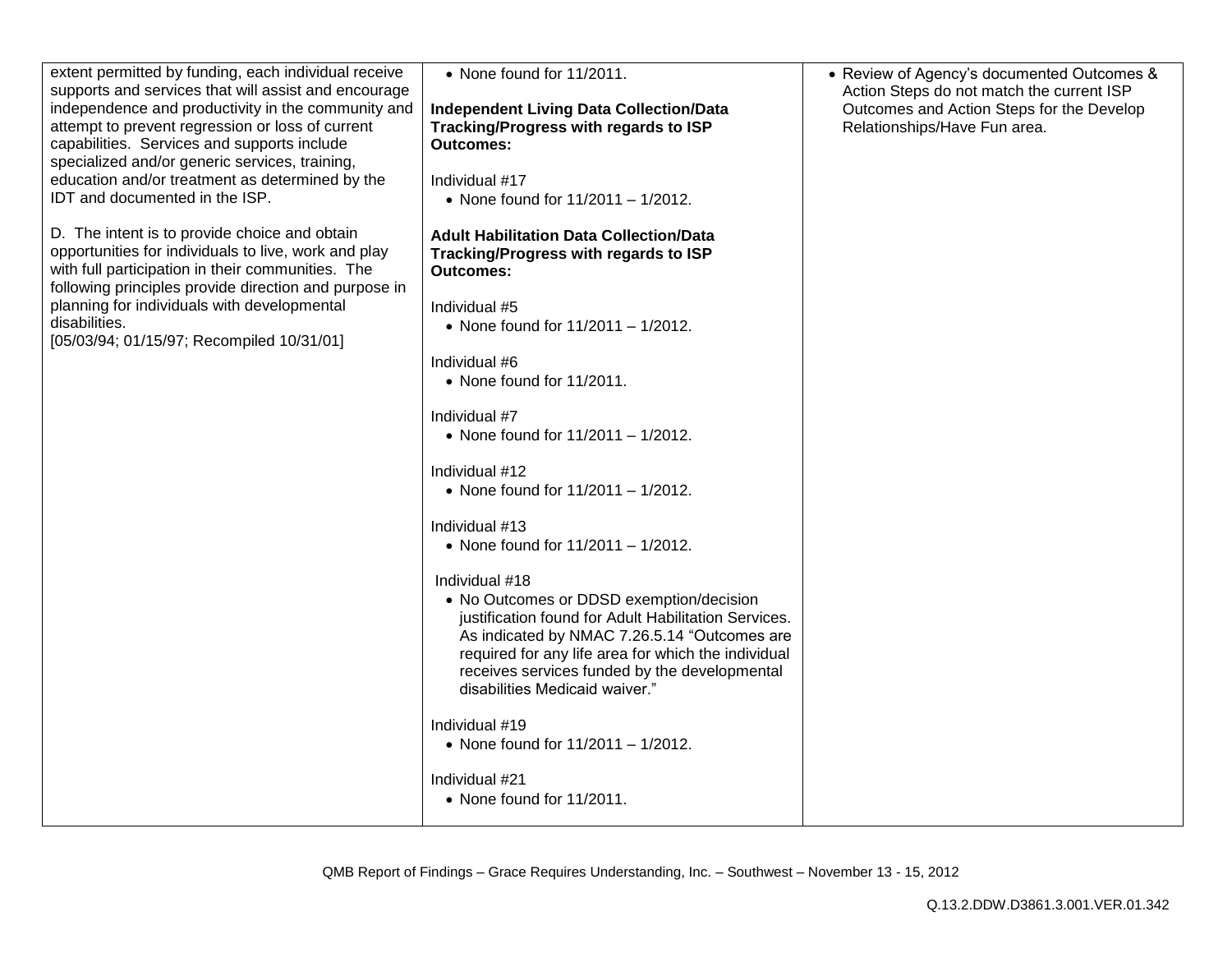| | | |
|---|---|---|
| extent permitted by funding, each individual receive supports and services that will assist and encourage independence and productivity in the community and attempt to prevent regression or loss of current capabilities. Services and supports include specialized and/or generic services, training, education and/or treatment as determined by the IDT and documented in the ISP.<br><br>D. The intent is to provide choice and obtain opportunities for individuals to live, work and play with full participation in their communities. The following principles provide direction and purpose in planning for individuals with developmental disabilities.<br>[05/03/94; 01/15/97; Recompiled 10/31/01] | • None found for 11/2011.<br><br>**Independent Living Data Collection/Data Tracking/Progress with regards to ISP Outcomes:**<br><br>Individual #17<br>• None found for 11/2011 – 1/2012.<br><br>**Adult Habilitation Data Collection/Data Tracking/Progress with regards to ISP Outcomes:**<br><br>Individual #5<br>• None found for 11/2011 – 1/2012.<br><br>Individual #6<br>• None found for 11/2011.<br><br>Individual #7<br>• None found for 11/2011 – 1/2012.<br><br>Individual #12<br>• None found for 11/2011 – 1/2012.<br><br>Individual #13<br>• None found for 11/2011 – 1/2012.<br><br>Individual #18<br>• No Outcomes or DDSD exemption/decision justification found for Adult Habilitation Services. As indicated by NMAC 7.26.5.14 "Outcomes are required for any life area for which the individual receives services funded by the developmental disabilities Medicaid waiver."<br><br>Individual #19<br>• None found for 11/2011 – 1/2012.<br><br>Individual #21<br>• None found for 11/2011. | • Review of Agency's documented Outcomes & Action Steps do not match the current ISP Outcomes and Action Steps for the Develop Relationships/Have Fun area. |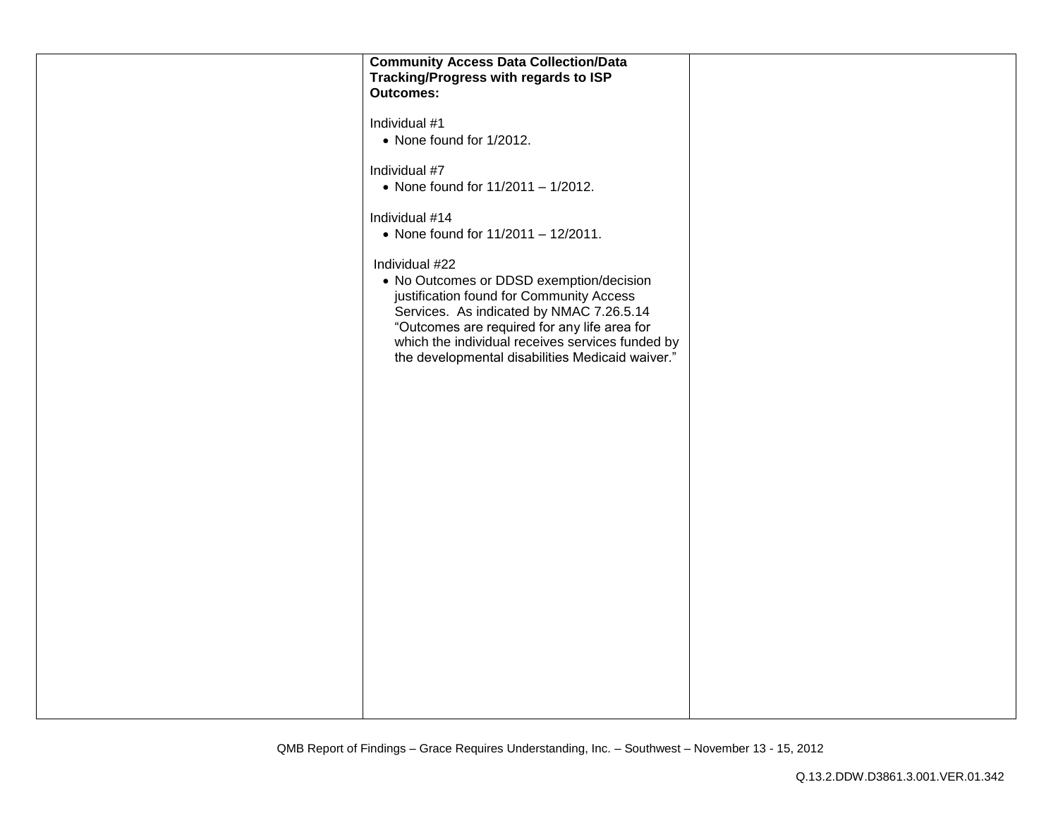| | | |
|---|---|---|
| | **Community Access Data Collection/Data Tracking/Progress with regards to ISP Outcomes:**<br><br>Individual #1<br>• None found for 1/2012.<br><br>Individual #7<br>• None found for 11/2011 – 1/2012.<br><br>Individual #14<br>• None found for 11/2011 – 12/2011.<br><br>Individual #22<br>• No Outcomes or DDSD exemption/decision justification found for Community Access Services. As indicated by NMAC 7.26.5.14 "Outcomes are required for any life area for which the individual receives services funded by the developmental disabilities Medicaid waiver." | |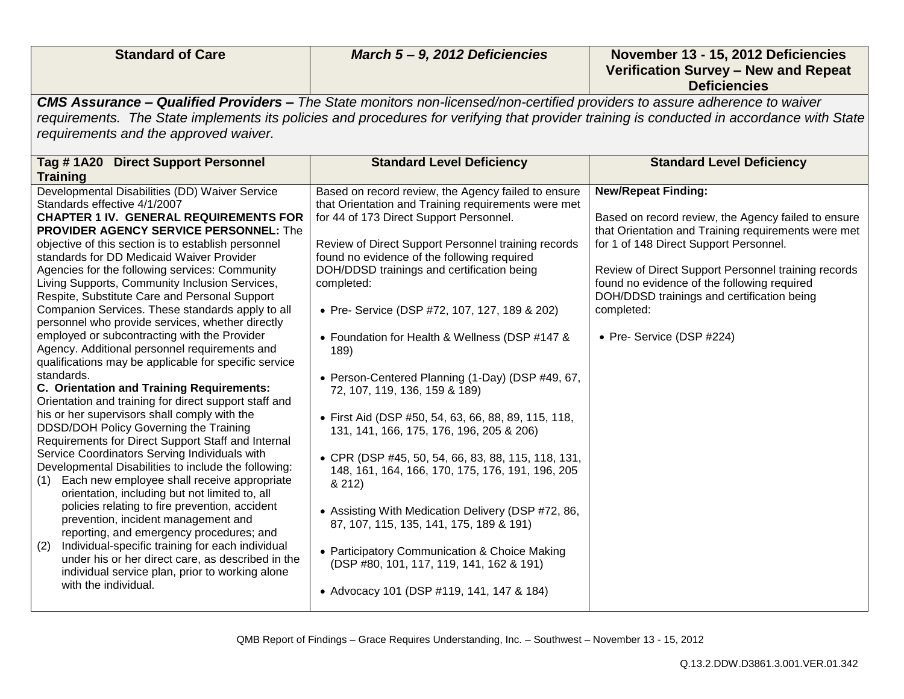| Standard of Care | *March 5 – 9, 2012 Deficiencies* | November 13 - 15, 2012 Deficiencies Verification Survey – New and Repeat Deficiencies |
|---|---|---|
| ***CMS Assurance – Qualified Providers –*** *The State monitors non-licensed/non-certified providers to assure adherence to waiver requirements. The State implements its policies and procedures for verifying that provider training is conducted in accordance with State requirements and the approved waiver.* | | |
| **Tag # 1A20 Direct Support Personnel Training** | **Standard Level Deficiency** | **Standard Level Deficiency** |
| Developmental Disabilities (DD) Waiver Service Standards effective 4/1/2007<br>**CHAPTER 1 IV. GENERAL REQUIREMENTS FOR PROVIDER AGENCY SERVICE PERSONNEL:** The objective of this section is to establish personnel standards for DD Medicaid Waiver Provider Agencies for the following services: Community Living Supports, Community Inclusion Services, Respite, Substitute Care and Personal Support Companion Services. These standards apply to all personnel who provide services, whether directly employed or subcontracting with the Provider Agency. Additional personnel requirements and qualifications may be applicable for specific service standards.<br>**C. Orientation and Training Requirements:** Orientation and training for direct support staff and his or her supervisors shall comply with the DDSD/DOH Policy Governing the Training Requirements for Direct Support Staff and Internal Service Coordinators Serving Individuals with Developmental Disabilities to include the following:<br>(1) Each new employee shall receive appropriate orientation, including but not limited to, all policies relating to fire prevention, accident prevention, incident management and reporting, and emergency procedures; and<br>(2) Individual-specific training for each individual under his or her direct care, as described in the individual service plan, prior to working alone with the individual. | Based on record review, the Agency failed to ensure that Orientation and Training requirements were met for 44 of 173 Direct Support Personnel.<br><br>Review of Direct Support Personnel training records found no evidence of the following required DOH/DDSD trainings and certification being completed:<br><br>• Pre- Service (DSP #72, 107, 127, 189 & 202)<br><br>• Foundation for Health & Wellness (DSP #147 & 189)<br><br>• Person-Centered Planning (1-Day) (DSP #49, 67, 72, 107, 119, 136, 159 & 189)<br><br>• First Aid (DSP #50, 54, 63, 66, 88, 89, 115, 118, 131, 141, 166, 175, 176, 196, 205 & 206)<br><br>• CPR (DSP #45, 50, 54, 66, 83, 88, 115, 118, 131, 148, 161, 164, 166, 170, 175, 176, 191, 196, 205 & 212)<br><br>• Assisting With Medication Delivery (DSP #72, 86, 87, 107, 115, 135, 141, 175, 189 & 191)<br><br>• Participatory Communication & Choice Making (DSP #80, 101, 117, 119, 141, 162 & 191)<br><br>• Advocacy 101 (DSP #119, 141, 147 & 184) | **New/Repeat Finding:**<br><br>Based on record review, the Agency failed to ensure that Orientation and Training requirements were met for 1 of 148 Direct Support Personnel.<br><br>Review of Direct Support Personnel training records found no evidence of the following required DOH/DDSD trainings and certification being completed:<br><br>• Pre- Service (DSP #224) |

QMB Report of Findings – Grace Requires Understanding, Inc. – Southwest – November 13 - 15, 2012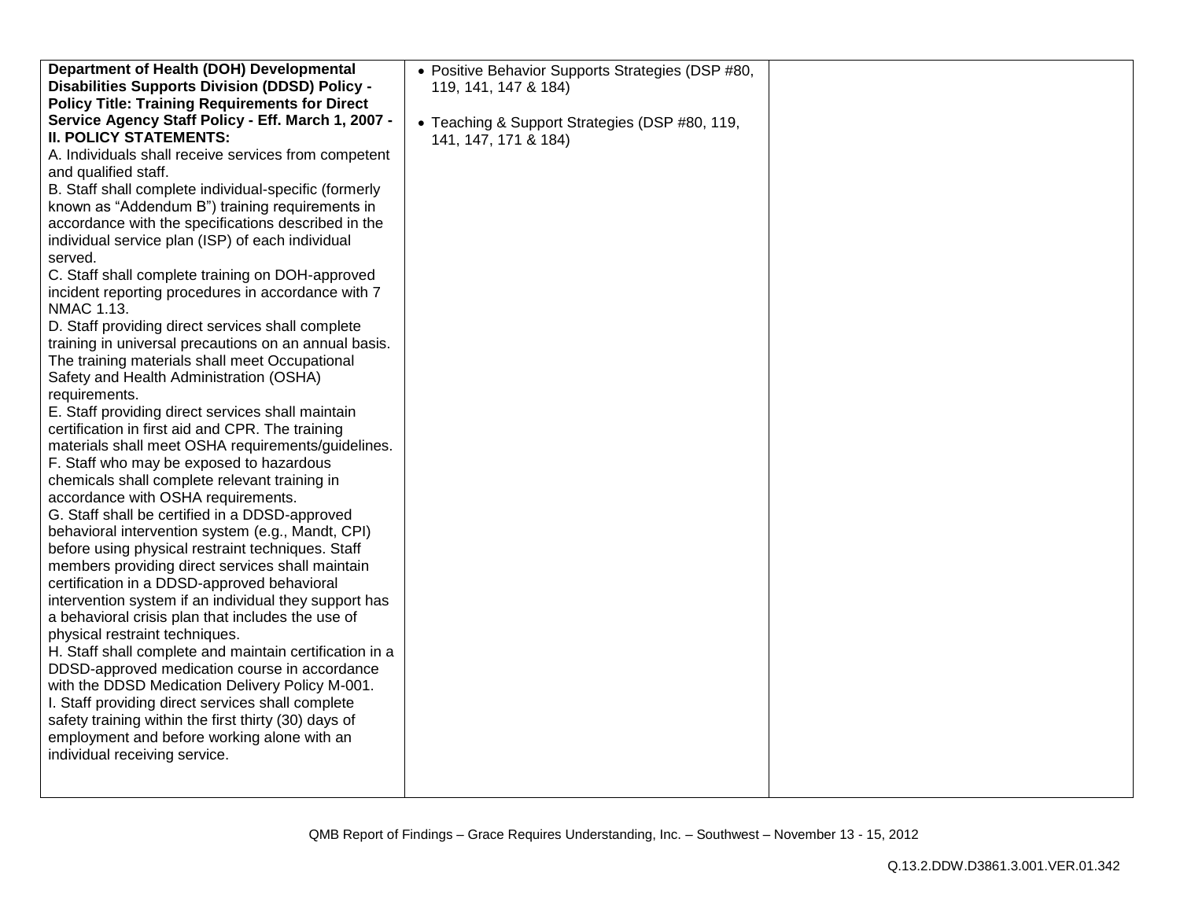| | | |
|---|---|---|
| **Department of Health (DOH) Developmental Disabilities Supports Division (DDSD) Policy - Policy Title: Training Requirements for Direct Service Agency Staff Policy - Eff. March 1, 2007 - II. POLICY STATEMENTS:**<br>A. Individuals shall receive services from competent and qualified staff.<br>B. Staff shall complete individual-specific (formerly known as "Addendum B") training requirements in accordance with the specifications described in the individual service plan (ISP) of each individual served.<br>C. Staff shall complete training on DOH-approved incident reporting procedures in accordance with 7 NMAC 1.13.<br>D. Staff providing direct services shall complete training in universal precautions on an annual basis. The training materials shall meet Occupational Safety and Health Administration (OSHA) requirements.<br>E. Staff providing direct services shall maintain certification in first aid and CPR. The training materials shall meet OSHA requirements/guidelines.<br>F. Staff who may be exposed to hazardous chemicals shall complete relevant training in accordance with OSHA requirements.<br>G. Staff shall be certified in a DDSD-approved behavioral intervention system (e.g., Mandt, CPI) before using physical restraint techniques. Staff members providing direct services shall maintain certification in a DDSD-approved behavioral intervention system if an individual they support has a behavioral crisis plan that includes the use of physical restraint techniques.<br>H. Staff shall complete and maintain certification in a DDSD-approved medication course in accordance with the DDSD Medication Delivery Policy M-001.<br>I. Staff providing direct services shall complete safety training within the first thirty (30) days of employment and before working alone with an individual receiving service. | • Positive Behavior Supports Strategies (DSP #80, 119, 141, 147 & 184)<br><br>• Teaching & Support Strategies (DSP #80, 119, 141, 147, 171 & 184) | |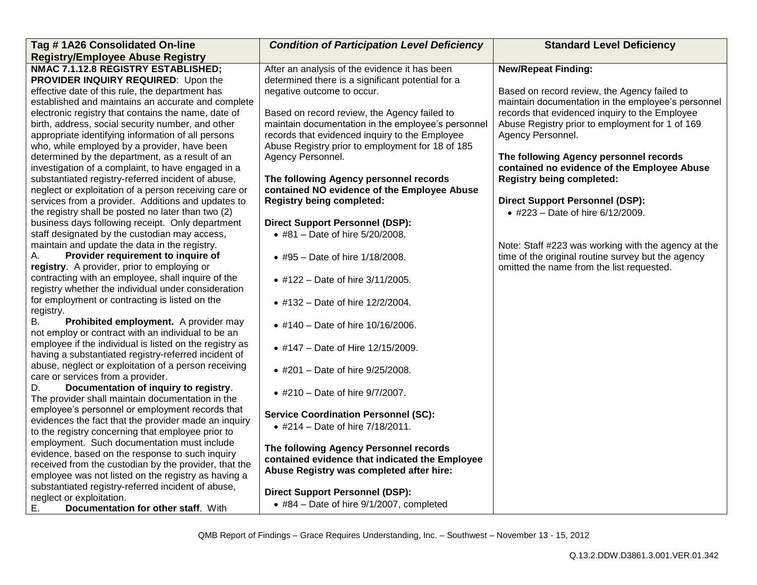| Tag # 1A26 Consolidated On-line Registry/Employee Abuse Registry | *Condition of Participation Level Deficiency* | Standard Level Deficiency |
|---|---|---|
| **NMAC 7.1.12.8 REGISTRY ESTABLISHED; PROVIDER INQUIRY REQUIRED**: Upon the effective date of this rule, the department has established and maintains an accurate and complete electronic registry that contains the name, date of birth, address, social security number, and other appropriate identifying information of all persons who, while employed by a provider, have been determined by the department, as a result of an investigation of a complaint, to have engaged in a substantiated registry-referred incident of abuse, neglect or exploitation of a person receiving care or services from a provider. Additions and updates to the registry shall be posted no later than two (2) business days following receipt. Only department staff designated by the custodian may access, maintain and update the data in the registry.<br>A. **Provider requirement to inquire of registry**. A provider, prior to employing or contracting with an employee, shall inquire of the registry whether the individual under consideration for employment or contracting is listed on the registry.<br>B. **Prohibited employment.** A provider may not employ or contract with an individual to be an employee if the individual is listed on the registry as having a substantiated registry-referred incident of abuse, neglect or exploitation of a person receiving care or services from a provider.<br>D. **Documentation of inquiry to registry**. The provider shall maintain documentation in the employee's personnel or employment records that evidences the fact that the provider made an inquiry to the registry concerning that employee prior to employment. Such documentation must include evidence, based on the response to such inquiry received from the custodian by the provider, that the employee was not listed on the registry as having a substantiated registry-referred incident of abuse, neglect or exploitation.<br>E. **Documentation for other staff**. With | After an analysis of the evidence it has been determined there is a significant potential for a negative outcome to occur.<br><br>Based on record review, the Agency failed to maintain documentation in the employee's personnel records that evidenced inquiry to the Employee Abuse Registry prior to employment for 18 of 185 Agency Personnel.<br><br>**The following Agency personnel records contained NO evidence of the Employee Abuse Registry being completed:**<br><br>**Direct Support Personnel (DSP):**<br>• #81 – Date of hire 5/20/2008.<br>• #95 – Date of hire 1/18/2008.<br>• #122 – Date of hire 3/11/2005.<br>• #132 – Date of hire 12/2/2004.<br>• #140 – Date of hire 10/16/2006.<br>• #147 – Date of Hire 12/15/2009.<br>• #201 – Date of hire 9/25/2008.<br>• #210 – Date of hire 9/7/2007.<br><br>**Service Coordination Personnel (SC):**<br>• #214 – Date of hire 7/18/2011.<br><br>**The following Agency Personnel records contained evidence that indicated the Employee Abuse Registry was completed after hire:**<br><br>**Direct Support Personnel (DSP):**<br>• #84 – Date of hire 9/1/2007, completed | **New/Repeat Finding:**<br><br>Based on record review, the Agency failed to maintain documentation in the employee's personnel records that evidenced inquiry to the Employee Abuse Registry prior to employment for 1 of 169 Agency Personnel.<br><br>**The following Agency personnel records contained no evidence of the Employee Abuse Registry being completed:**<br><br>**Direct Support Personnel (DSP):**<br>• #223 – Date of hire 6/12/2009.<br><br>Note: Staff #223 was working with the agency at the time of the original routine survey but the agency omitted the name from the list requested. |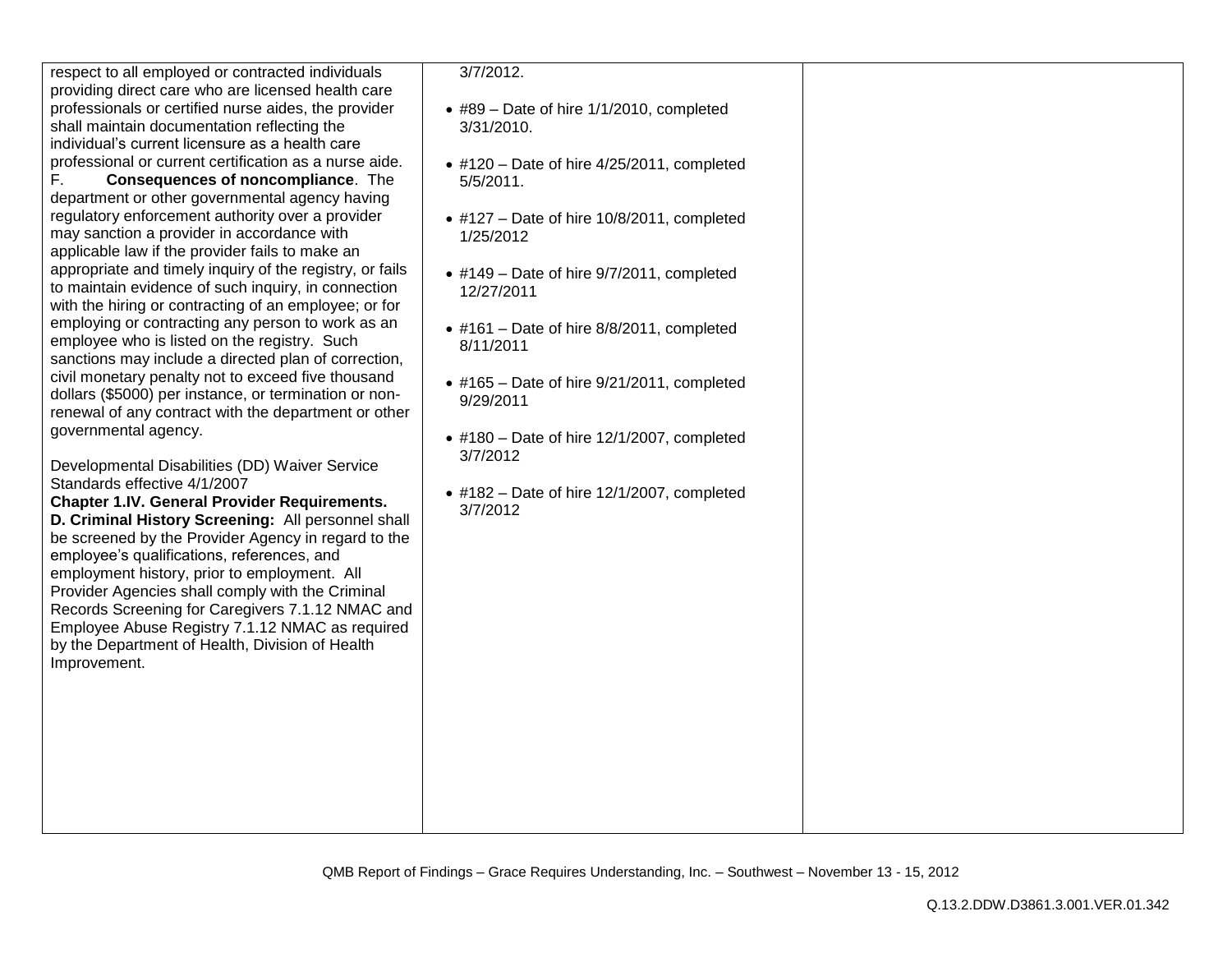| | | |
|---|---|---|
| respect to all employed or contracted individuals providing direct care who are licensed health care professionals or certified nurse aides, the provider shall maintain documentation reflecting the individual's current licensure as a health care professional or current certification as a nurse aide.<br>F. **Consequences of noncompliance**. The department or other governmental agency having regulatory enforcement authority over a provider may sanction a provider in accordance with applicable law if the provider fails to make an appropriate and timely inquiry of the registry, or fails to maintain evidence of such inquiry, in connection with the hiring or contracting of an employee; or for employing or contracting any person to work as an employee who is listed on the registry. Such sanctions may include a directed plan of correction, civil monetary penalty not to exceed five thousand dollars ($5000) per instance, or termination or non-renewal of any contract with the department or other governmental agency.<br><br>Developmental Disabilities (DD) Waiver Service Standards effective 4/1/2007<br>**Chapter 1.IV. General Provider Requirements.**<br>**D. Criminal History Screening:** All personnel shall be screened by the Provider Agency in regard to the employee's qualifications, references, and employment history, prior to employment. All Provider Agencies shall comply with the Criminal Records Screening for Caregivers 7.1.12 NMAC and Employee Abuse Registry 7.1.12 NMAC as required by the Department of Health, Division of Health Improvement. | 3/7/2012.<br><br>• #89 – Date of hire 1/1/2010, completed 3/31/2010.<br><br>• #120 – Date of hire 4/25/2011, completed 5/5/2011.<br><br>• #127 – Date of hire 10/8/2011, completed 1/25/2012<br><br>• #149 – Date of hire 9/7/2011, completed 12/27/2011<br><br>• #161 – Date of hire 8/8/2011, completed 8/11/2011<br><br>• #165 – Date of hire 9/21/2011, completed 9/29/2011<br><br>• #180 – Date of hire 12/1/2007, completed 3/7/2012<br><br>• #182 – Date of hire 12/1/2007, completed 3/7/2012 | |

QMB Report of Findings – Grace Requires Understanding, Inc. – Southwest – November 13 - 15, 2012

Q.13.2.DDW.D3861.3.001.VER.01.342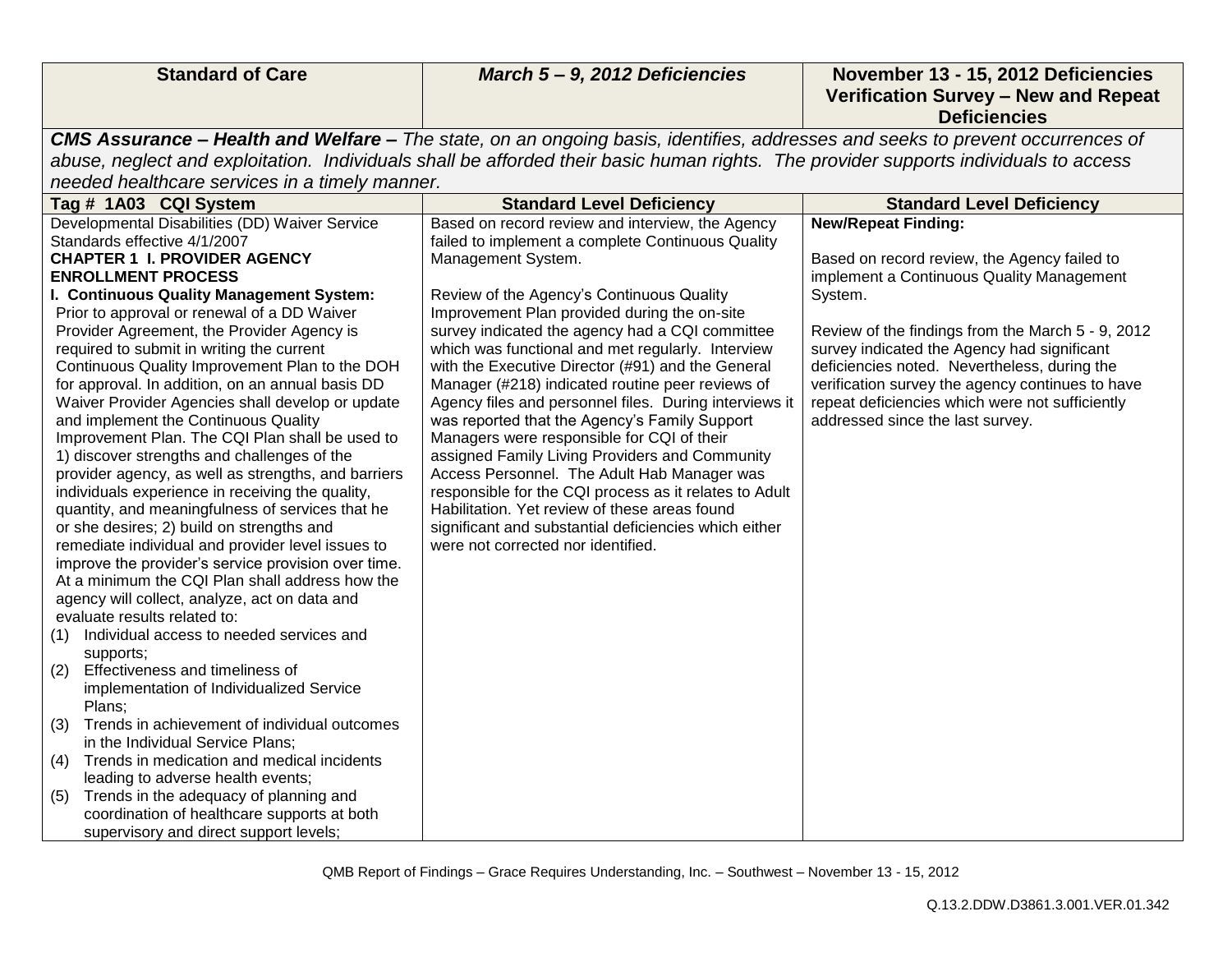| Standard of Care | *March 5 – 9, 2012 Deficiencies* | November 13 - 15, 2012 Deficiencies Verification Survey – New and Repeat Deficiencies |
|---|---|---|
| ***CMS Assurance – Health and Welfare –*** *The state, on an ongoing basis, identifies, addresses and seeks to prevent occurrences of abuse, neglect and exploitation. Individuals shall be afforded their basic human rights. The provider supports individuals to access needed healthcare services in a timely manner.* | | |
| **Tag # 1A03 CQI System** | **Standard Level Deficiency** | **Standard Level Deficiency** |
| Developmental Disabilities (DD) Waiver Service Standards effective 4/1/2007<br>**CHAPTER 1 I. PROVIDER AGENCY ENROLLMENT PROCESS**<br>**I. Continuous Quality Management System:** Prior to approval or renewal of a DD Waiver Provider Agreement, the Provider Agency is required to submit in writing the current Continuous Quality Improvement Plan to the DOH for approval. In addition, on an annual basis DD Waiver Provider Agencies shall develop or update and implement the Continuous Quality Improvement Plan. The CQI Plan shall be used to 1) discover strengths and challenges of the provider agency, as well as strengths, and barriers individuals experience in receiving the quality, quantity, and meaningfulness of services that he or she desires; 2) build on strengths and remediate individual and provider level issues to improve the provider's service provision over time. At a minimum the CQI Plan shall address how the agency will collect, analyze, act on data and evaluate results related to:<br>(1) Individual access to needed services and supports;<br>(2) Effectiveness and timeliness of implementation of Individualized Service Plans;<br>(3) Trends in achievement of individual outcomes in the Individual Service Plans;<br>(4) Trends in medication and medical incidents leading to adverse health events;<br>(5) Trends in the adequacy of planning and coordination of healthcare supports at both supervisory and direct support levels; | Based on record review and interview, the Agency failed to implement a complete Continuous Quality Management System.<br><br>Review of the Agency's Continuous Quality Improvement Plan provided during the on-site survey indicated the agency had a CQI committee which was functional and met regularly. Interview with the Executive Director (#91) and the General Manager (#218) indicated routine peer reviews of Agency files and personnel files. During interviews it was reported that the Agency's Family Support Managers were responsible for CQI of their assigned Family Living Providers and Community Access Personnel. The Adult Hab Manager was responsible for the CQI process as it relates to Adult Habilitation. Yet review of these areas found significant and substantial deficiencies which either were not corrected nor identified. | **New/Repeat Finding:**<br><br>Based on record review, the Agency failed to implement a Continuous Quality Management System.<br><br>Review of the findings from the March 5 - 9, 2012 survey indicated the Agency had significant deficiencies noted. Nevertheless, during the verification survey the agency continues to have repeat deficiencies which were not sufficiently addressed since the last survey. |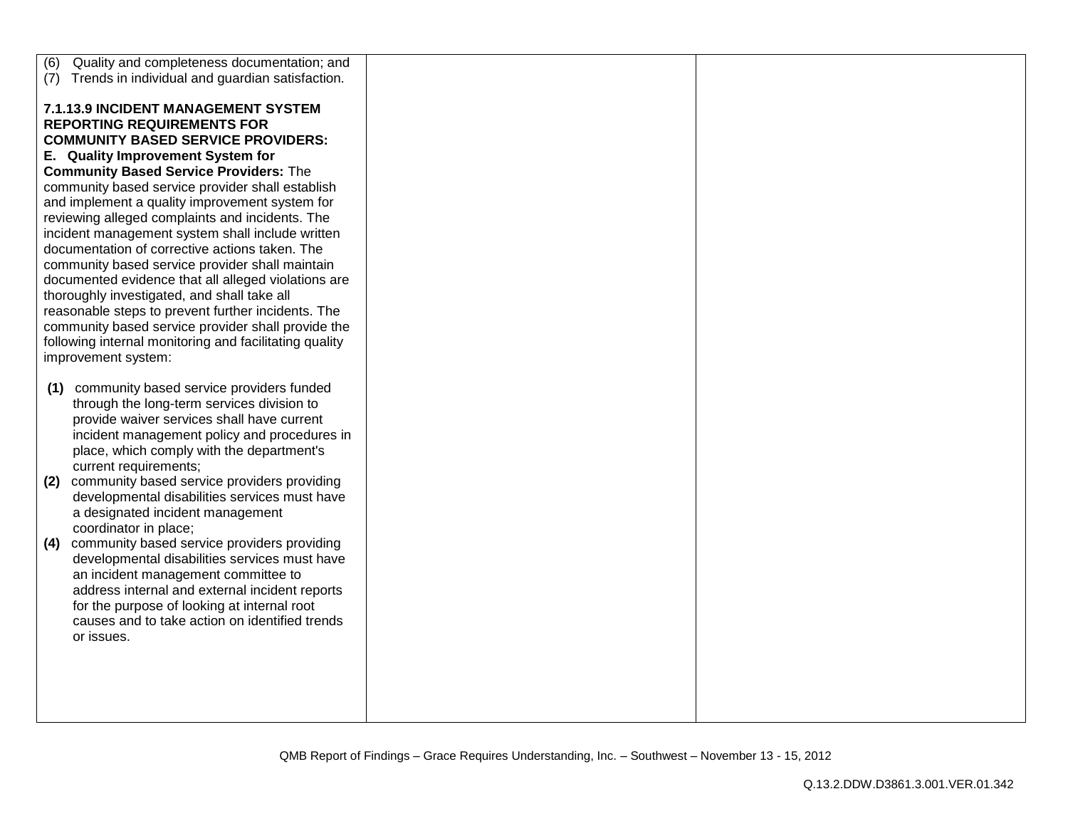| | | |
|---|---|---|
| (6) Quality and completeness documentation; and<br>(7) Trends in individual and guardian satisfaction.<br><br>**7.1.13.9 INCIDENT MANAGEMENT SYSTEM REPORTING REQUIREMENTS FOR COMMUNITY BASED SERVICE PROVIDERS:**<br>**E. Quality Improvement System for Community Based Service Providers:** The community based service provider shall establish and implement a quality improvement system for reviewing alleged complaints and incidents. The incident management system shall include written documentation of corrective actions taken. The community based service provider shall maintain documented evidence that all alleged violations are thoroughly investigated, and shall take all reasonable steps to prevent further incidents. The community based service provider shall provide the following internal monitoring and facilitating quality improvement system:<br><br>**(1)** community based service providers funded through the long-term services division to provide waiver services shall have current incident management policy and procedures in place, which comply with the department's current requirements;<br>**(2)** community based service providers providing developmental disabilities services must have a designated incident management coordinator in place;<br>**(4)** community based service providers providing developmental disabilities services must have an incident management committee to address internal and external incident reports for the purpose of looking at internal root causes and to take action on identified trends or issues. | | |

QMB Report of Findings – Grace Requires Understanding, Inc. – Southwest – November 13 - 15, 2012

Q.13.2.DDW.D3861.3.001.VER.01.342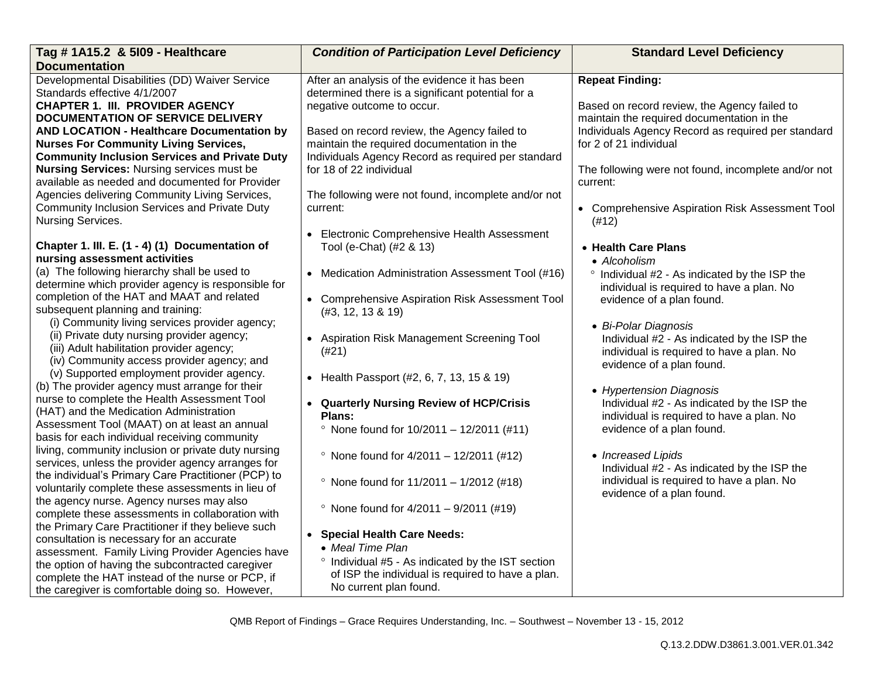| Tag # 1A15.2 & 5I09 - Healthcare Documentation | *Condition of Participation Level Deficiency* | Standard Level Deficiency |
|---|---|---|
| Developmental Disabilities (DD) Waiver Service Standards effective 4/1/2007<br>**CHAPTER 1. III. PROVIDER AGENCY DOCUMENTATION OF SERVICE DELIVERY AND LOCATION - Healthcare Documentation by Nurses For Community Living Services, Community Inclusion Services and Private Duty Nursing Services:** Nursing services must be available as needed and documented for Provider Agencies delivering Community Living Services, Community Inclusion Services and Private Duty Nursing Services.<br><br>**Chapter 1. III. E. (1 - 4) (1) Documentation of nursing assessment activities**<br>(a) The following hierarchy shall be used to determine which provider agency is responsible for completion of the HAT and MAAT and related subsequent planning and training:<br>(i) Community living services provider agency;<br>(ii) Private duty nursing provider agency;<br>(iii) Adult habilitation provider agency;<br>(iv) Community access provider agency; and<br>(v) Supported employment provider agency.<br>(b) The provider agency must arrange for their nurse to complete the Health Assessment Tool (HAT) and the Medication Administration Assessment Tool (MAAT) on at least an annual basis for each individual receiving community living, community inclusion or private duty nursing services, unless the provider agency arranges for the individual's Primary Care Practitioner (PCP) to voluntarily complete these assessments in lieu of the agency nurse. Agency nurses may also complete these assessments in collaboration with the Primary Care Practitioner if they believe such consultation is necessary for an accurate assessment. Family Living Provider Agencies have the option of having the subcontracted caregiver complete the HAT instead of the nurse or PCP, if the caregiver is comfortable doing so. However, | After an analysis of the evidence it has been determined there is a significant potential for a negative outcome to occur.<br><br>Based on record review, the Agency failed to maintain the required documentation in the Individuals Agency Record as required per standard for 18 of 22 individual<br><br>The following were not found, incomplete and/or not current:<br><br>• Electronic Comprehensive Health Assessment Tool (e-Chat) (#2 & 13)<br><br>• Medication Administration Assessment Tool (#16)<br><br>• Comprehensive Aspiration Risk Assessment Tool (#3, 12, 13 & 19)<br><br>• Aspiration Risk Management Screening Tool (#21)<br><br>• Health Passport (#2, 6, 7, 13, 15 & 19)<br><br>• **Quarterly Nursing Review of HCP/Crisis Plans:**<br>° None found for 10/2011 – 12/2011 (#11)<br>° None found for 4/2011 – 12/2011 (#12)<br>° None found for 11/2011 – 1/2012 (#18)<br>° None found for 4/2011 – 9/2011 (#19)<br><br>• **Special Health Care Needs:**<br>• *Meal Time Plan*<br>° Individual #5 - As indicated by the IST section of ISP the individual is required to have a plan. No current plan found. | **Repeat Finding:**<br><br>Based on record review, the Agency failed to maintain the required documentation in the Individuals Agency Record as required per standard for 2 of 21 individual<br><br>The following were not found, incomplete and/or not current:<br><br>• Comprehensive Aspiration Risk Assessment Tool (#12)<br><br>• **Health Care Plans**<br>• *Alcoholism*<br>° Individual #2 - As indicated by the ISP the individual is required to have a plan. No evidence of a plan found.<br><br>• *Bi-Polar Diagnosis*<br>Individual #2 - As indicated by the ISP the individual is required to have a plan. No evidence of a plan found.<br><br>• *Hypertension Diagnosis*<br>Individual #2 - As indicated by the ISP the individual is required to have a plan. No evidence of a plan found.<br><br>• *Increased Lipids*<br>Individual #2 - As indicated by the ISP the individual is required to have a plan. No evidence of a plan found. |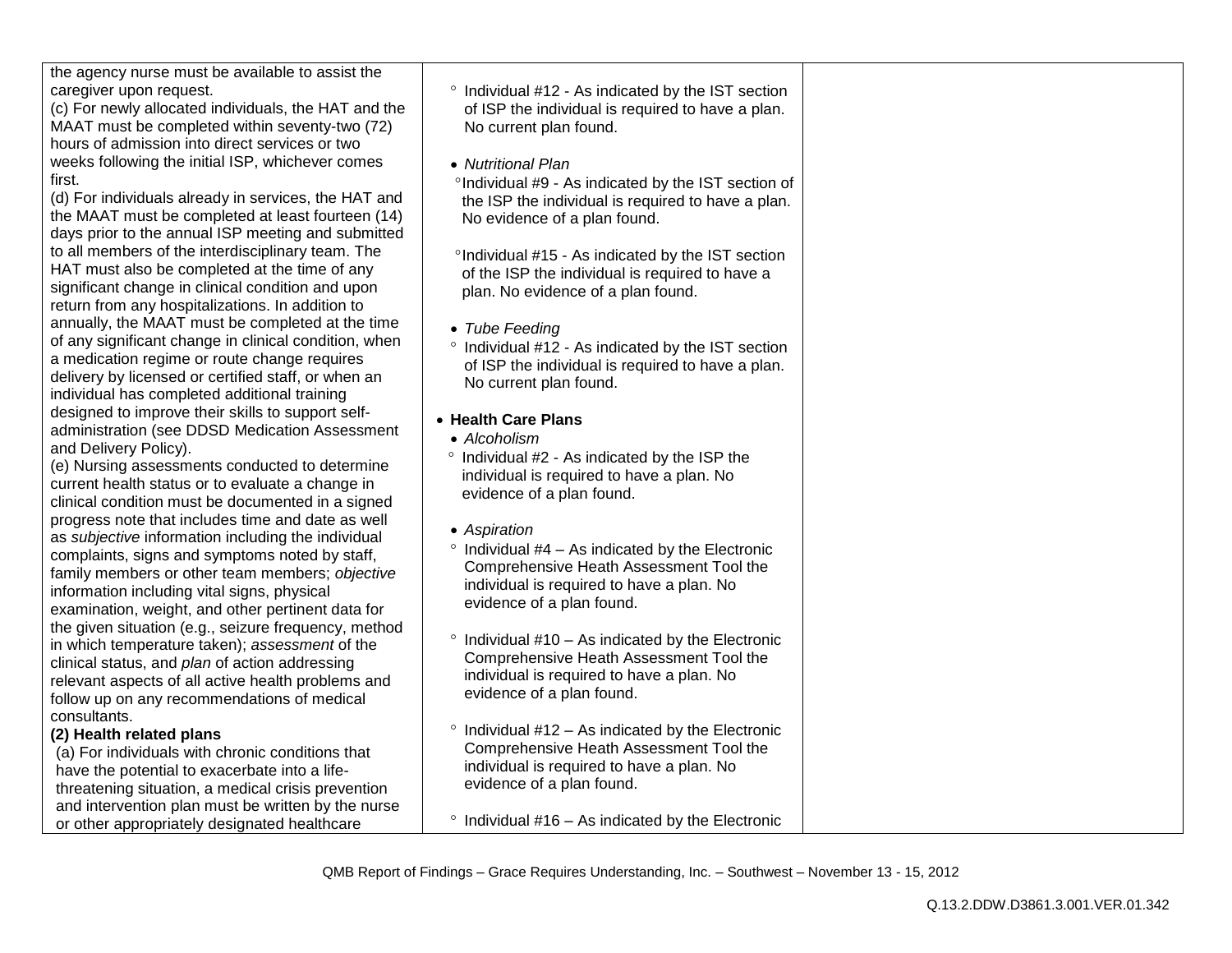| | | |
|---|---|---|
| the agency nurse must be available to assist the caregiver upon request.<br>(c) For newly allocated individuals, the HAT and the MAAT must be completed within seventy-two (72) hours of admission into direct services or two weeks following the initial ISP, whichever comes first.<br>(d) For individuals already in services, the HAT and the MAAT must be completed at least fourteen (14) days prior to the annual ISP meeting and submitted to all members of the interdisciplinary team. The HAT must also be completed at the time of any significant change in clinical condition and upon return from any hospitalizations. In addition to annually, the MAAT must be completed at the time of any significant change in clinical condition, when a medication regime or route change requires delivery by licensed or certified staff, or when an individual has completed additional training designed to improve their skills to support self-administration (see DDSD Medication Assessment and Delivery Policy).<br>(e) Nursing assessments conducted to determine current health status or to evaluate a change in clinical condition must be documented in a signed progress note that includes time and date as well as *subjective* information including the individual complaints, signs and symptoms noted by staff, family members or other team members; *objective* information including vital signs, physical examination, weight, and other pertinent data for the given situation (e.g., seizure frequency, method in which temperature taken); *assessment* of the clinical status, and *plan* of action addressing relevant aspects of all active health problems and follow up on any recommendations of medical consultants.<br>**(2) Health related plans**<br>(a) For individuals with chronic conditions that have the potential to exacerbate into a life-threatening situation, a medical crisis prevention and intervention plan must be written by the nurse or other appropriately designated healthcare | ° Individual #12 - As indicated by the IST section of ISP the individual is required to have a plan. No current plan found.<br><br>• *Nutritional Plan*<br>° Individual #9 - As indicated by the IST section of the ISP the individual is required to have a plan. No evidence of a plan found.<br><br>° Individual #15 - As indicated by the IST section of the ISP the individual is required to have a plan. No evidence of a plan found.<br><br>• *Tube Feeding*<br>° Individual #12 - As indicated by the IST section of ISP the individual is required to have a plan. No current plan found.<br><br>• **Health Care Plans**<br>• *Alcoholism*<br>° Individual #2 - As indicated by the ISP the individual is required to have a plan. No evidence of a plan found.<br><br>• *Aspiration*<br>° Individual #4 – As indicated by the Electronic Comprehensive Heath Assessment Tool the individual is required to have a plan. No evidence of a plan found.<br><br>° Individual #10 – As indicated by the Electronic Comprehensive Heath Assessment Tool the individual is required to have a plan. No evidence of a plan found.<br><br>° Individual #12 – As indicated by the Electronic Comprehensive Heath Assessment Tool the individual is required to have a plan. No evidence of a plan found.<br><br>° Individual #16 – As indicated by the Electronic | |

QMB Report of Findings – Grace Requires Understanding, Inc. – Southwest – November 13 - 15, 2012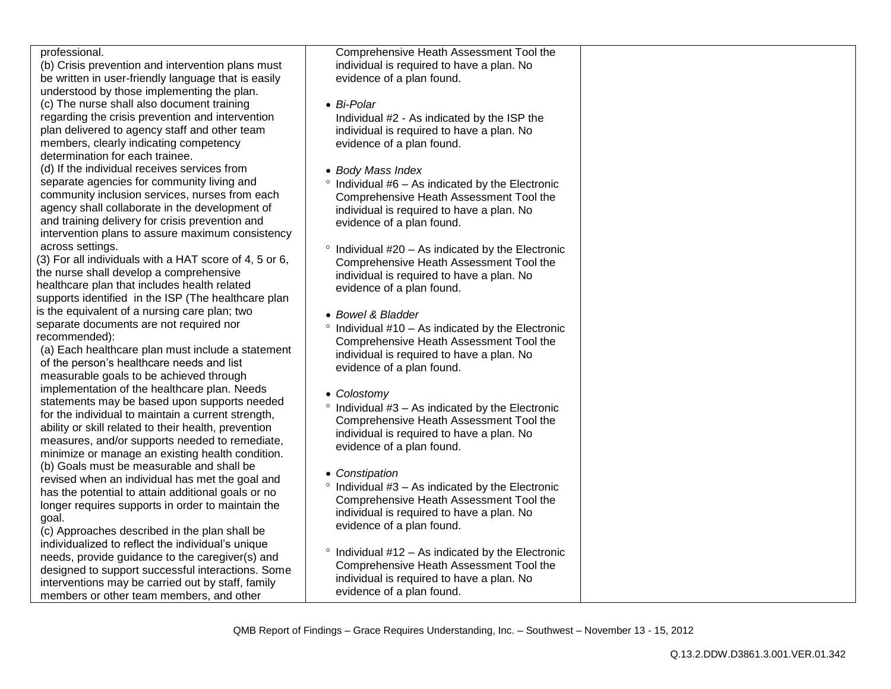| | | |
|---|---|---|
| professional.<br>(b) Crisis prevention and intervention plans must be written in user-friendly language that is easily understood by those implementing the plan.<br>(c) The nurse shall also document training regarding the crisis prevention and intervention plan delivered to agency staff and other team members, clearly indicating competency determination for each trainee.<br>(d) If the individual receives services from separate agencies for community living and community inclusion services, nurses from each agency shall collaborate in the development of and training delivery for crisis prevention and intervention plans to assure maximum consistency across settings.<br>(3) For all individuals with a HAT score of 4, 5 or 6, the nurse shall develop a comprehensive healthcare plan that includes health related supports identified in the ISP (The healthcare plan is the equivalent of a nursing care plan; two separate documents are not required nor recommended):<br>(a) Each healthcare plan must include a statement of the person's healthcare needs and list measurable goals to be achieved through implementation of the healthcare plan. Needs statements may be based upon supports needed for the individual to maintain a current strength, ability or skill related to their health, prevention measures, and/or supports needed to remediate, minimize or manage an existing health condition.<br>(b) Goals must be measurable and shall be revised when an individual has met the goal and has the potential to attain additional goals or no longer requires supports in order to maintain the goal.<br>(c) Approaches described in the plan shall be individualized to reflect the individual's unique needs, provide guidance to the caregiver(s) and designed to support successful interactions. Some interventions may be carried out by staff, family members or other team members, and other | Comprehensive Heath Assessment Tool the individual is required to have a plan. No evidence of a plan found.<br><br>• *Bi-Polar*<br>Individual #2 - As indicated by the ISP the individual is required to have a plan. No evidence of a plan found.<br><br>• *Body Mass Index*<br>◦ Individual #6 – As indicated by the Electronic Comprehensive Heath Assessment Tool the individual is required to have a plan. No evidence of a plan found.<br><br>◦ Individual #20 – As indicated by the Electronic Comprehensive Heath Assessment Tool the individual is required to have a plan. No evidence of a plan found.<br><br>• *Bowel & Bladder*<br>◦ Individual #10 – As indicated by the Electronic Comprehensive Heath Assessment Tool the individual is required to have a plan. No evidence of a plan found.<br><br>• *Colostomy*<br>◦ Individual #3 – As indicated by the Electronic Comprehensive Heath Assessment Tool the individual is required to have a plan. No evidence of a plan found.<br><br>• *Constipation*<br>◦ Individual #3 – As indicated by the Electronic Comprehensive Heath Assessment Tool the individual is required to have a plan. No evidence of a plan found.<br><br>◦ Individual #12 – As indicated by the Electronic Comprehensive Heath Assessment Tool the individual is required to have a plan. No evidence of a plan found. | |

QMB Report of Findings – Grace Requires Understanding, Inc. – Southwest – November 13 - 15, 2012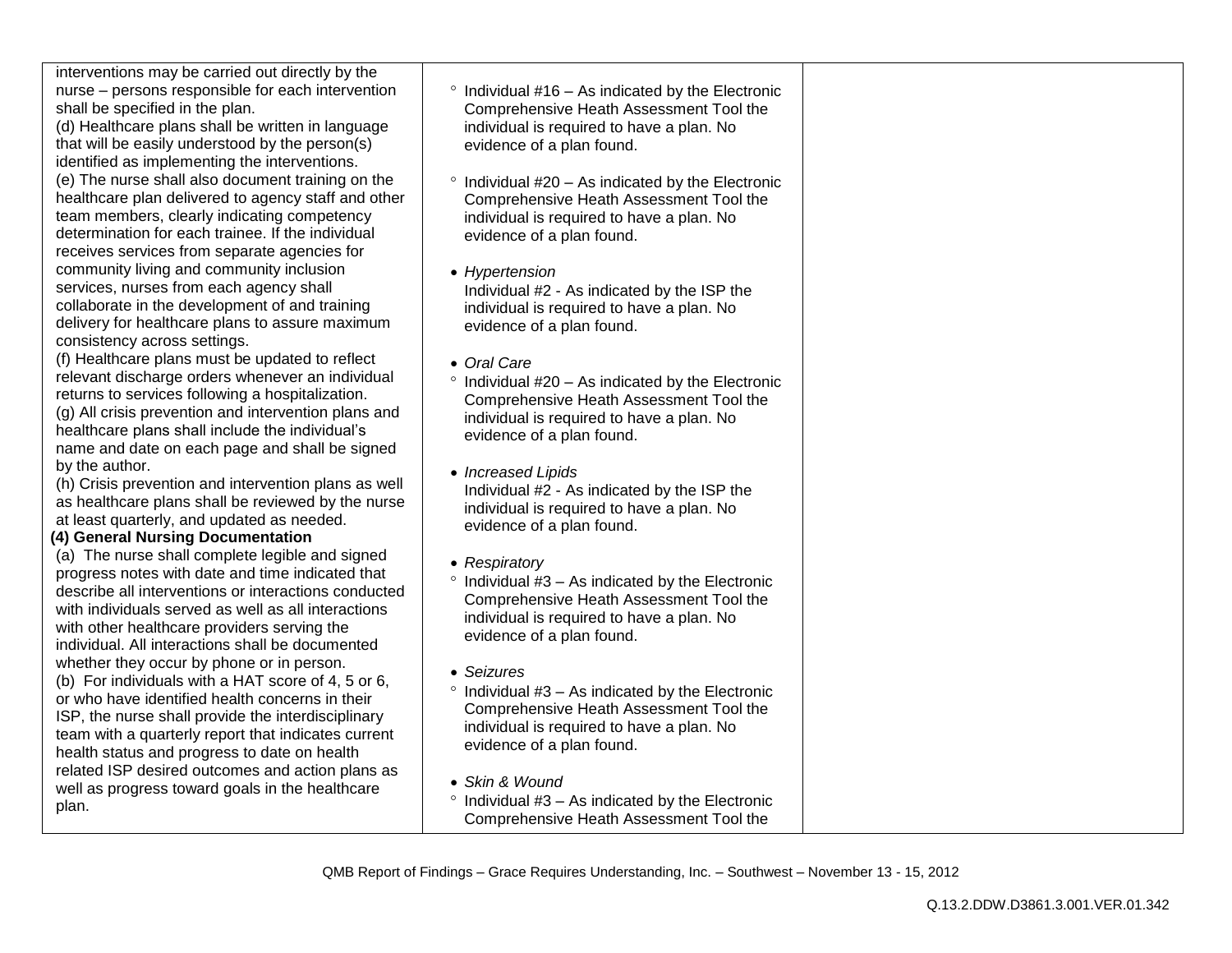| | | |
|---|---|---|
| interventions may be carried out directly by the nurse – persons responsible for each intervention shall be specified in the plan.<br>(d) Healthcare plans shall be written in language that will be easily understood by the person(s) identified as implementing the interventions.<br>(e) The nurse shall also document training on the healthcare plan delivered to agency staff and other team members, clearly indicating competency determination for each trainee. If the individual receives services from separate agencies for community living and community inclusion services, nurses from each agency shall collaborate in the development of and training delivery for healthcare plans to assure maximum consistency across settings.<br>(f) Healthcare plans must be updated to reflect relevant discharge orders whenever an individual returns to services following a hospitalization.<br>(g) All crisis prevention and intervention plans and healthcare plans shall include the individual's name and date on each page and shall be signed by the author.<br>(h) Crisis prevention and intervention plans as well as healthcare plans shall be reviewed by the nurse at least quarterly, and updated as needed.<br>**(4) General Nursing Documentation**<br>(a) The nurse shall complete legible and signed progress notes with date and time indicated that describe all interventions or interactions conducted with individuals served as well as all interactions with other healthcare providers serving the individual. All interactions shall be documented whether they occur by phone or in person.<br>(b) For individuals with a HAT score of 4, 5 or 6, or who have identified health concerns in their ISP, the nurse shall provide the interdisciplinary team with a quarterly report that indicates current health status and progress to date on health related ISP desired outcomes and action plans as well as progress toward goals in the healthcare plan. | ° Individual #16 – As indicated by the Electronic Comprehensive Heath Assessment Tool the individual is required to have a plan. No evidence of a plan found.<br><br>° Individual #20 – As indicated by the Electronic Comprehensive Heath Assessment Tool the individual is required to have a plan. No evidence of a plan found.<br><br>• *Hypertension*<br>Individual #2 - As indicated by the ISP the individual is required to have a plan. No evidence of a plan found.<br><br>• *Oral Care*<br>° Individual #20 – As indicated by the Electronic Comprehensive Heath Assessment Tool the individual is required to have a plan. No evidence of a plan found.<br><br>• *Increased Lipids*<br>Individual #2 - As indicated by the ISP the individual is required to have a plan. No evidence of a plan found.<br><br>• *Respiratory*<br>° Individual #3 – As indicated by the Electronic Comprehensive Heath Assessment Tool the individual is required to have a plan. No evidence of a plan found.<br><br>• *Seizures*<br>° Individual #3 – As indicated by the Electronic Comprehensive Heath Assessment Tool the individual is required to have a plan. No evidence of a plan found.<br><br>• *Skin & Wound*<br>° Individual #3 – As indicated by the Electronic Comprehensive Heath Assessment Tool the | |

QMB Report of Findings – Grace Requires Understanding, Inc. – Southwest – November 13 - 15, 2012

Q.13.2.DDW.D3861.3.001.VER.01.342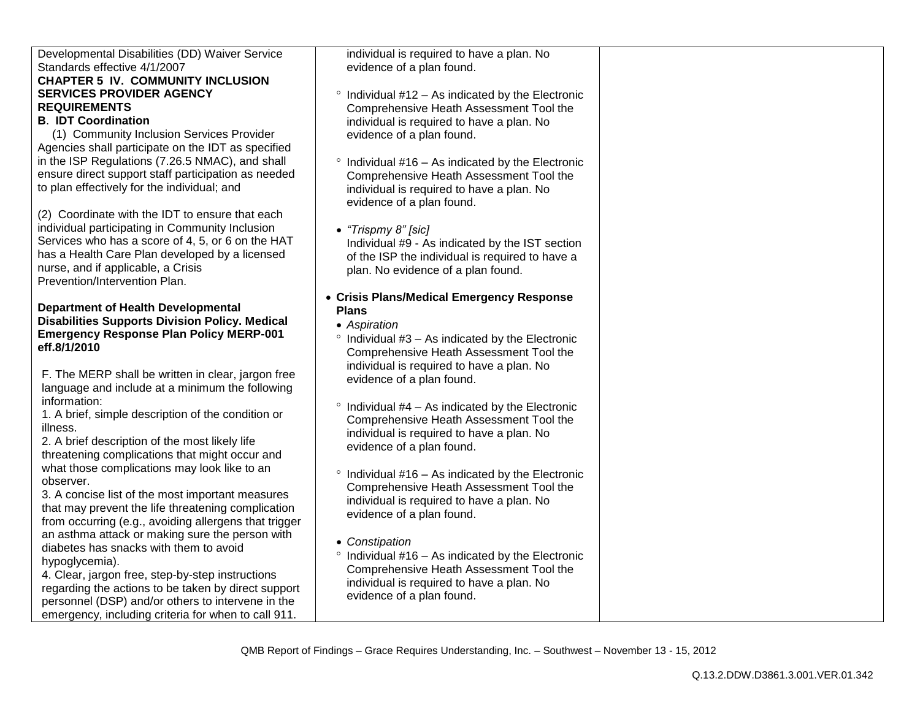| | | |
|---|---|---|
| Developmental Disabilities (DD) Waiver Service Standards effective 4/1/2007<br>**CHAPTER 5 IV. COMMUNITY INCLUSION SERVICES PROVIDER AGENCY REQUIREMENTS**<br>**B. IDT Coordination**<br>(1) Community Inclusion Services Provider Agencies shall participate on the IDT as specified in the ISP Regulations (7.26.5 NMAC), and shall ensure direct support staff participation as needed to plan effectively for the individual; and<br><br>(2) Coordinate with the IDT to ensure that each individual participating in Community Inclusion Services who has a score of 4, 5, or 6 on the HAT has a Health Care Plan developed by a licensed nurse, and if applicable, a Crisis Prevention/Intervention Plan.<br><br>**Department of Health Developmental Disabilities Supports Division Policy. Medical Emergency Response Plan Policy MERP-001 eff.8/1/2010**<br><br>F. The MERP shall be written in clear, jargon free language and include at a minimum the following information:<br>1. A brief, simple description of the condition or illness.<br>2. A brief description of the most likely life threatening complications that might occur and what those complications may look like to an observer.<br>3. A concise list of the most important measures that may prevent the life threatening complication from occurring (e.g., avoiding allergens that trigger an asthma attack or making sure the person with diabetes has snacks with them to avoid hypoglycemia).<br>4. Clear, jargon free, step-by-step instructions regarding the actions to be taken by direct support personnel (DSP) and/or others to intervene in the emergency, including criteria for when to call 911. | individual is required to have a plan. No evidence of a plan found.<br><br>° Individual #12 – As indicated by the Electronic Comprehensive Heath Assessment Tool the individual is required to have a plan. No evidence of a plan found.<br><br>° Individual #16 – As indicated by the Electronic Comprehensive Heath Assessment Tool the individual is required to have a plan. No evidence of a plan found.<br><br>• *"Trispmy 8" [sic]*<br>Individual #9 - As indicated by the IST section of the ISP the individual is required to have a plan. No evidence of a plan found.<br><br>• **Crisis Plans/Medical Emergency Response Plans**<br>• *Aspiration*<br>° Individual #3 – As indicated by the Electronic Comprehensive Heath Assessment Tool the individual is required to have a plan. No evidence of a plan found.<br><br>° Individual #4 – As indicated by the Electronic Comprehensive Heath Assessment Tool the individual is required to have a plan. No evidence of a plan found.<br><br>° Individual #16 – As indicated by the Electronic Comprehensive Heath Assessment Tool the individual is required to have a plan. No evidence of a plan found.<br><br>• *Constipation*<br>° Individual #16 – As indicated by the Electronic Comprehensive Heath Assessment Tool the individual is required to have a plan. No evidence of a plan found. | |

QMB Report of Findings – Grace Requires Understanding, Inc. – Southwest – November 13 - 15, 2012

Q.13.2.DDW.D3861.3.001.VER.01.342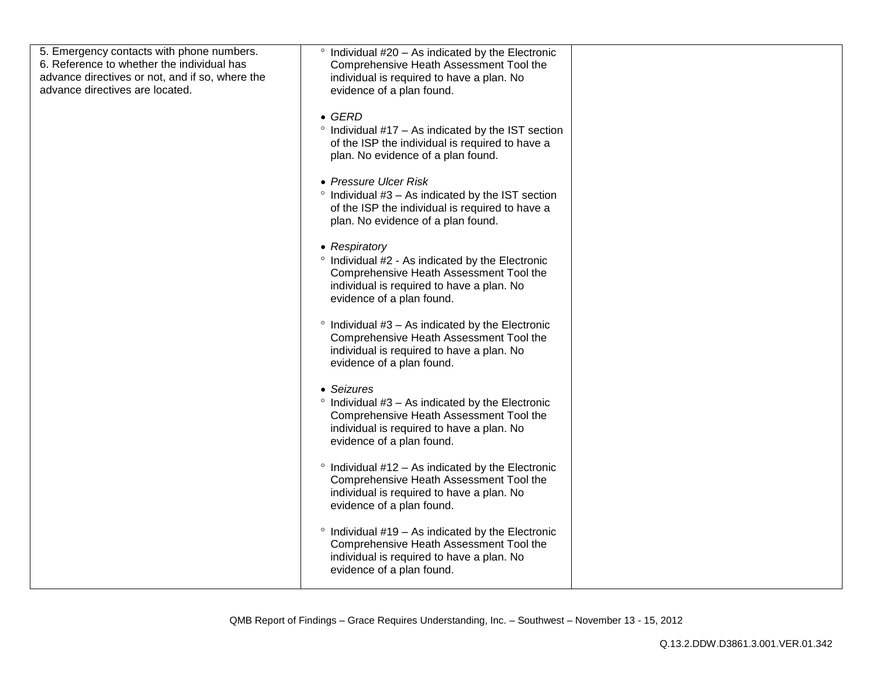| | | |
|---|---|---|
| 5. Emergency contacts with phone numbers.<br>6. Reference to whether the individual has advance directives or not, and if so, where the advance directives are located. | ° Individual #20 – As indicated by the Electronic Comprehensive Heath Assessment Tool the individual is required to have a plan. No evidence of a plan found.<br><br>• *GERD*<br>° Individual #17 – As indicated by the IST section of the ISP the individual is required to have a plan. No evidence of a plan found.<br><br>• *Pressure Ulcer Risk*<br>° Individual #3 – As indicated by the IST section of the ISP the individual is required to have a plan. No evidence of a plan found.<br><br>• *Respiratory*<br>° Individual #2 - As indicated by the Electronic Comprehensive Heath Assessment Tool the individual is required to have a plan. No evidence of a plan found.<br><br>° Individual #3 – As indicated by the Electronic Comprehensive Heath Assessment Tool the individual is required to have a plan. No evidence of a plan found.<br><br>• *Seizures*<br>° Individual #3 – As indicated by the Electronic Comprehensive Heath Assessment Tool the individual is required to have a plan. No evidence of a plan found.<br><br>° Individual #12 – As indicated by the Electronic Comprehensive Heath Assessment Tool the individual is required to have a plan. No evidence of a plan found.<br><br>° Individual #19 – As indicated by the Electronic Comprehensive Heath Assessment Tool the individual is required to have a plan. No evidence of a plan found. | |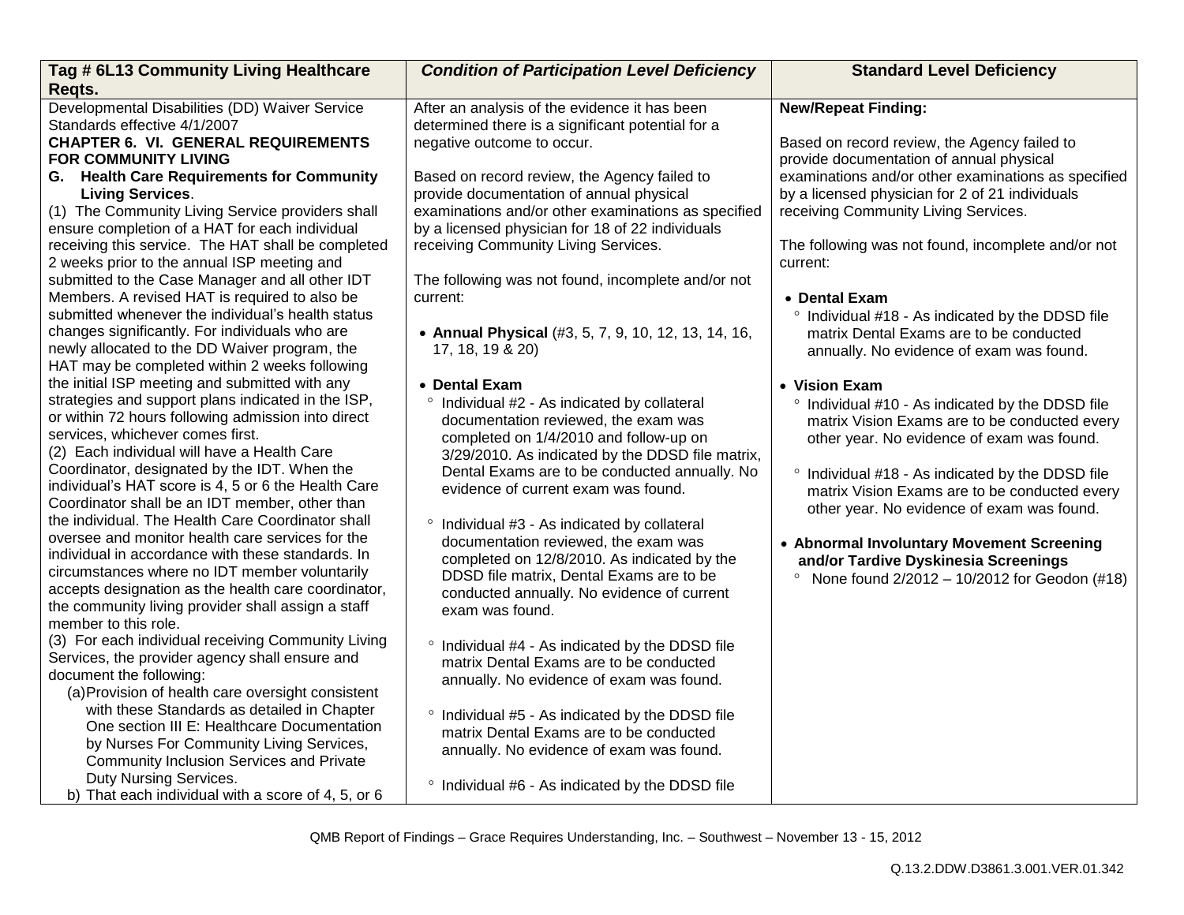| Tag # 6L13 Community Living Healthcare Reqts. | *Condition of Participation Level Deficiency* | Standard Level Deficiency |
|---|---|---|
| Developmental Disabilities (DD) Waiver Service Standards effective 4/1/2007<br>**CHAPTER 6. VI. GENERAL REQUIREMENTS FOR COMMUNITY LIVING**<br>**G. Health Care Requirements for Community Living Services**.<br>(1) The Community Living Service providers shall ensure completion of a HAT for each individual receiving this service. The HAT shall be completed 2 weeks prior to the annual ISP meeting and submitted to the Case Manager and all other IDT Members. A revised HAT is required to also be submitted whenever the individual's health status changes significantly. For individuals who are newly allocated to the DD Waiver program, the HAT may be completed within 2 weeks following the initial ISP meeting and submitted with any strategies and support plans indicated in the ISP, or within 72 hours following admission into direct services, whichever comes first.<br>(2) Each individual will have a Health Care Coordinator, designated by the IDT. When the individual's HAT score is 4, 5 or 6 the Health Care Coordinator shall be an IDT member, other than the individual. The Health Care Coordinator shall oversee and monitor health care services for the individual in accordance with these standards. In circumstances where no IDT member voluntarily accepts designation as the health care coordinator, the community living provider shall assign a staff member to this role.<br>(3) For each individual receiving Community Living Services, the provider agency shall ensure and document the following:<br>(a) Provision of health care oversight consistent with these Standards as detailed in Chapter One section III E: Healthcare Documentation by Nurses For Community Living Services, Community Inclusion Services and Private Duty Nursing Services.<br>b) That each individual with a score of 4, 5, or 6 | After an analysis of the evidence it has been determined there is a significant potential for a negative outcome to occur.<br><br>Based on record review, the Agency failed to provide documentation of annual physical examinations and/or other examinations as specified by a licensed physician for 18 of 22 individuals receiving Community Living Services.<br><br>The following was not found, incomplete and/or not current:<br><br>• **Annual Physical** (#3, 5, 7, 9, 10, 12, 13, 14, 16, 17, 18, 19 & 20)<br><br>• **Dental Exam**<br>° Individual #2 - As indicated by collateral documentation reviewed, the exam was completed on 1/4/2010 and follow-up on 3/29/2010. As indicated by the DDSD file matrix, Dental Exams are to be conducted annually. No evidence of current exam was found.<br><br>° Individual #3 - As indicated by collateral documentation reviewed, the exam was completed on 12/8/2010. As indicated by the DDSD file matrix, Dental Exams are to be conducted annually. No evidence of current exam was found.<br><br>° Individual #4 - As indicated by the DDSD file matrix Dental Exams are to be conducted annually. No evidence of exam was found.<br><br>° Individual #5 - As indicated by the DDSD file matrix Dental Exams are to be conducted annually. No evidence of exam was found.<br><br>° Individual #6 - As indicated by the DDSD file | **New/Repeat Finding:**<br><br>Based on record review, the Agency failed to provide documentation of annual physical examinations and/or other examinations as specified by a licensed physician for 2 of 21 individuals receiving Community Living Services.<br><br>The following was not found, incomplete and/or not current:<br><br>• **Dental Exam**<br>° Individual #18 - As indicated by the DDSD file matrix Dental Exams are to be conducted annually. No evidence of exam was found.<br><br>• **Vision Exam**<br>° Individual #10 - As indicated by the DDSD file matrix Vision Exams are to be conducted every other year. No evidence of exam was found.<br><br>° Individual #18 - As indicated by the DDSD file matrix Vision Exams are to be conducted every other year. No evidence of exam was found.<br><br>• **Abnormal Involuntary Movement Screening and/or Tardive Dyskinesia Screenings**<br>° None found 2/2012 – 10/2012 for Geodon (#18) |

QMB Report of Findings – Grace Requires Understanding, Inc. – Southwest – November 13 - 15, 2012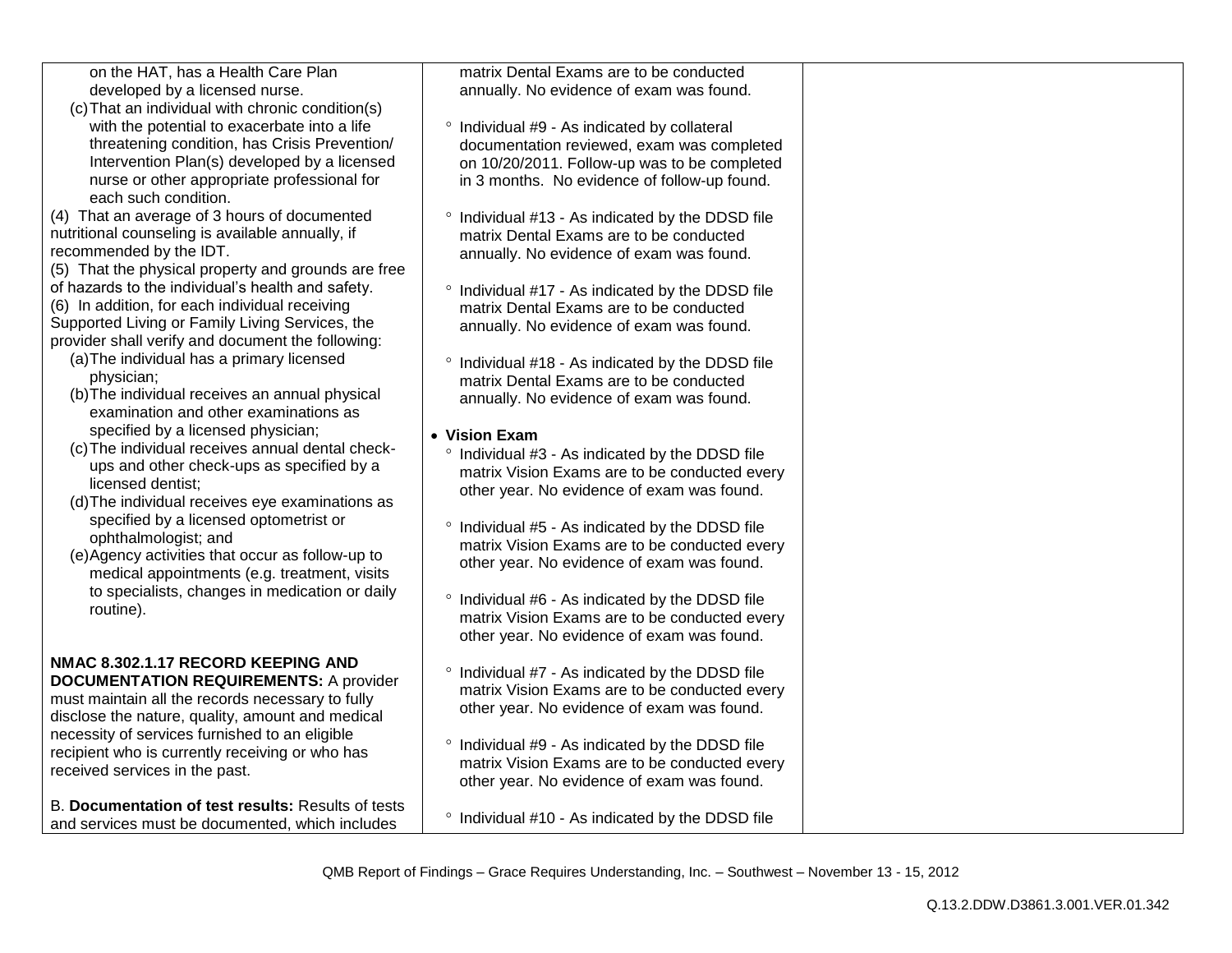| | | |
|---|---|---|
| on the HAT, has a Health Care Plan developed by a licensed nurse.<br>(c) That an individual with chronic condition(s) with the potential to exacerbate into a life threatening condition, has Crisis Prevention/ Intervention Plan(s) developed by a licensed nurse or other appropriate professional for each such condition.<br>(4) That an average of 3 hours of documented nutritional counseling is available annually, if recommended by the IDT.<br>(5) That the physical property and grounds are free of hazards to the individual's health and safety.<br>(6) In addition, for each individual receiving Supported Living or Family Living Services, the provider shall verify and document the following:<br>(a) The individual has a primary licensed physician;<br>(b) The individual receives an annual physical examination and other examinations as specified by a licensed physician;<br>(c) The individual receives annual dental check-ups and other check-ups as specified by a licensed dentist;<br>(d) The individual receives eye examinations as specified by a licensed optometrist or ophthalmologist; and<br>(e) Agency activities that occur as follow-up to medical appointments (e.g. treatment, visits to specialists, changes in medication or daily routine).<br><br>**NMAC 8.302.1.17 RECORD KEEPING AND DOCUMENTATION REQUIREMENTS:** A provider must maintain all the records necessary to fully disclose the nature, quality, amount and medical necessity of services furnished to an eligible recipient who is currently receiving or who has received services in the past.<br><br>B. **Documentation of test results:** Results of tests and services must be documented, which includes | matrix Dental Exams are to be conducted annually. No evidence of exam was found.<br><br>° Individual #9 - As indicated by collateral documentation reviewed, exam was completed on 10/20/2011. Follow-up was to be completed in 3 months. No evidence of follow-up found.<br><br>° Individual #13 - As indicated by the DDSD file matrix Dental Exams are to be conducted annually. No evidence of exam was found.<br><br>° Individual #17 - As indicated by the DDSD file matrix Dental Exams are to be conducted annually. No evidence of exam was found.<br><br>° Individual #18 - As indicated by the DDSD file matrix Dental Exams are to be conducted annually. No evidence of exam was found.<br><br>• **Vision Exam**<br>° Individual #3 - As indicated by the DDSD file matrix Vision Exams are to be conducted every other year. No evidence of exam was found.<br><br>° Individual #5 - As indicated by the DDSD file matrix Vision Exams are to be conducted every other year. No evidence of exam was found.<br><br>° Individual #6 - As indicated by the DDSD file matrix Vision Exams are to be conducted every other year. No evidence of exam was found.<br><br>° Individual #7 - As indicated by the DDSD file matrix Vision Exams are to be conducted every other year. No evidence of exam was found.<br><br>° Individual #9 - As indicated by the DDSD file matrix Vision Exams are to be conducted every other year. No evidence of exam was found.<br><br>° Individual #10 - As indicated by the DDSD file | |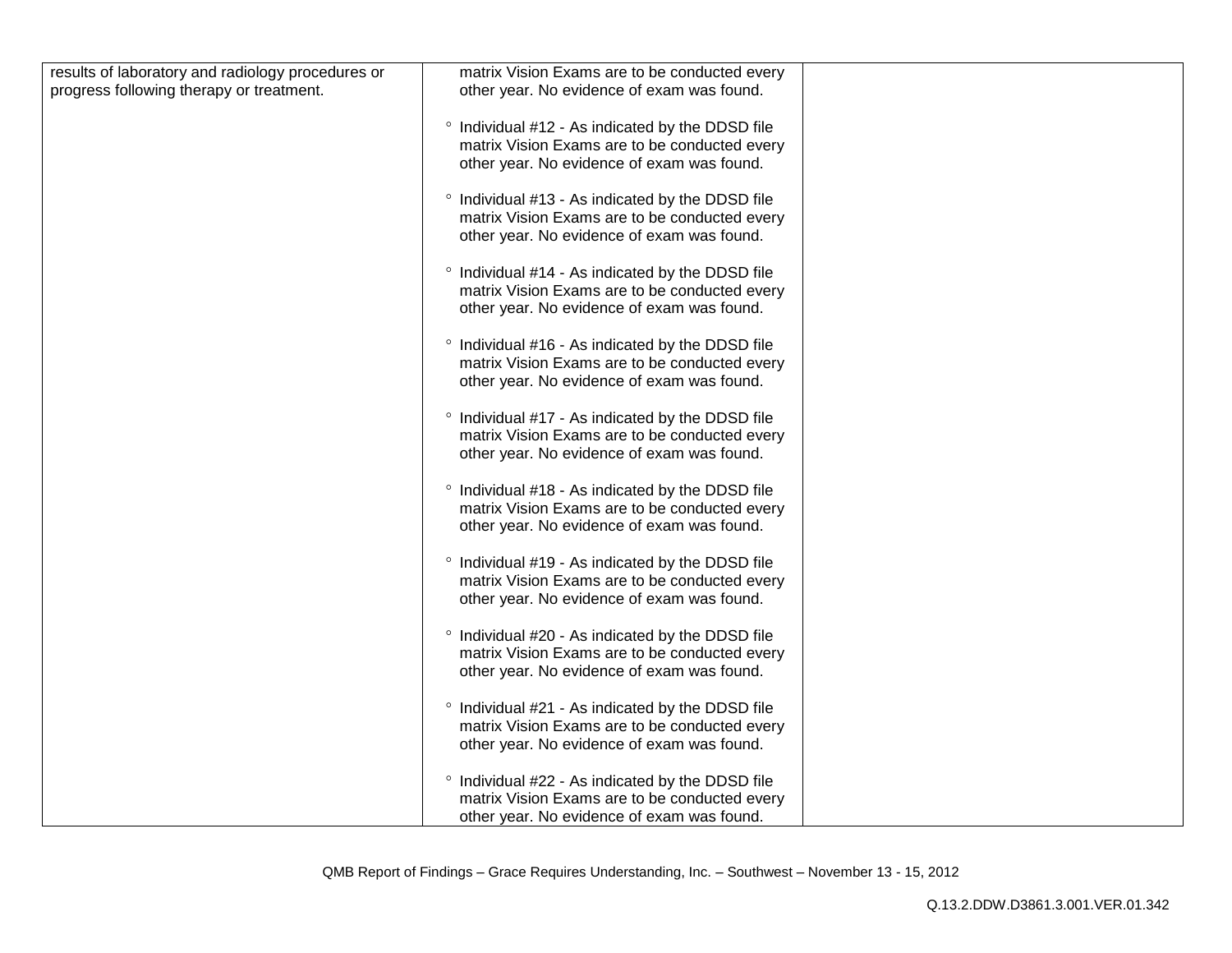| | | |
|---|---|---|
| results of laboratory and radiology procedures or progress following therapy or treatment. | matrix Vision Exams are to be conducted every other year. No evidence of exam was found.<br><br>° Individual #12 - As indicated by the DDSD file matrix Vision Exams are to be conducted every other year. No evidence of exam was found.<br><br>° Individual #13 - As indicated by the DDSD file matrix Vision Exams are to be conducted every other year. No evidence of exam was found.<br><br>° Individual #14 - As indicated by the DDSD file matrix Vision Exams are to be conducted every other year. No evidence of exam was found.<br><br>° Individual #16 - As indicated by the DDSD file matrix Vision Exams are to be conducted every other year. No evidence of exam was found.<br><br>° Individual #17 - As indicated by the DDSD file matrix Vision Exams are to be conducted every other year. No evidence of exam was found.<br><br>° Individual #18 - As indicated by the DDSD file matrix Vision Exams are to be conducted every other year. No evidence of exam was found.<br><br>° Individual #19 - As indicated by the DDSD file matrix Vision Exams are to be conducted every other year. No evidence of exam was found.<br><br>° Individual #20 - As indicated by the DDSD file matrix Vision Exams are to be conducted every other year. No evidence of exam was found.<br><br>° Individual #21 - As indicated by the DDSD file matrix Vision Exams are to be conducted every other year. No evidence of exam was found.<br><br>° Individual #22 - As indicated by the DDSD file matrix Vision Exams are to be conducted every other year. No evidence of exam was found. | |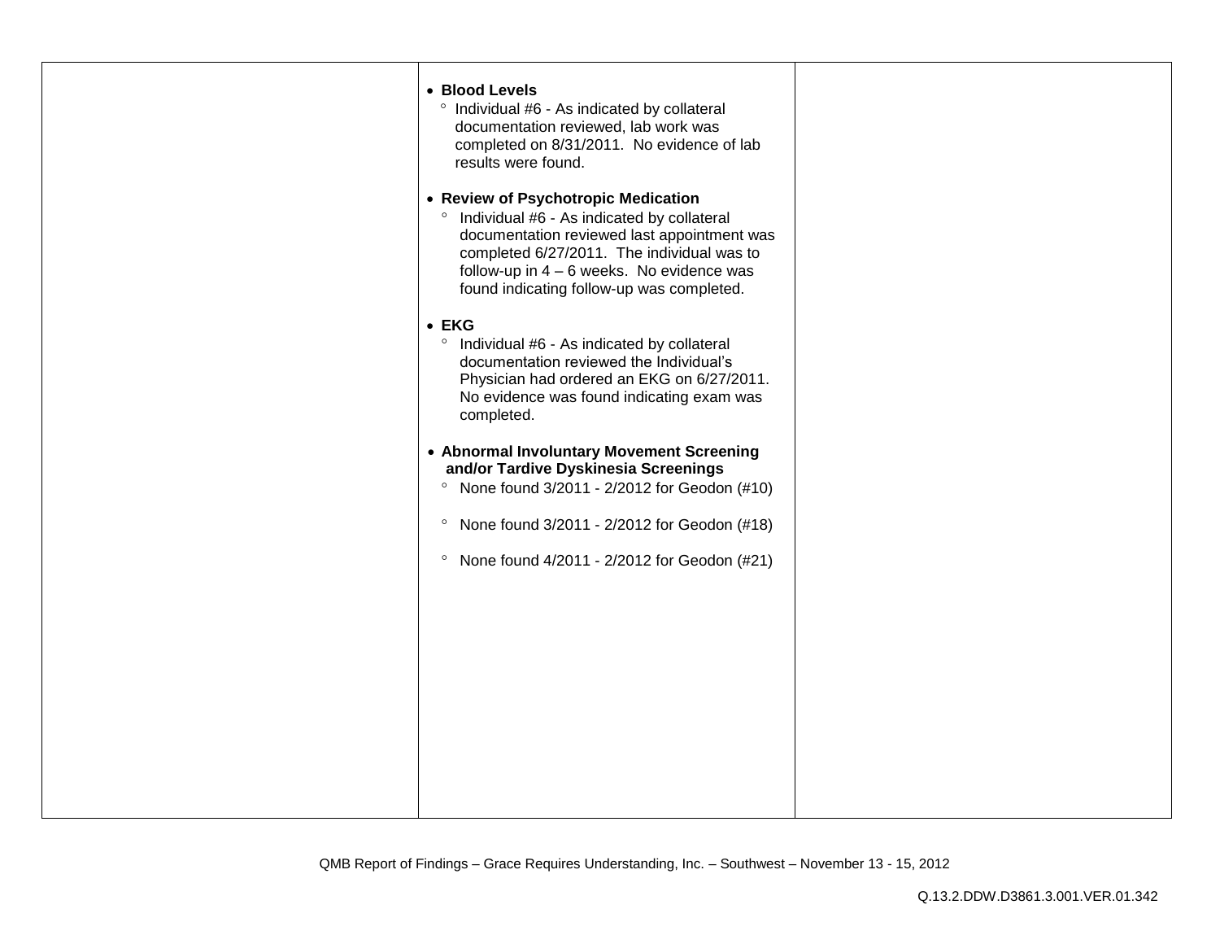| | | |
|---|---|---|
| | • **Blood Levels**<br>° Individual #6 - As indicated by collateral documentation reviewed, lab work was completed on 8/31/2011. No evidence of lab results were found.<br><br>• **Review of Psychotropic Medication**<br>° Individual #6 - As indicated by collateral documentation reviewed last appointment was completed 6/27/2011. The individual was to follow-up in 4 – 6 weeks. No evidence was found indicating follow-up was completed.<br><br>• **EKG**<br>° Individual #6 - As indicated by collateral documentation reviewed the Individual's Physician had ordered an EKG on 6/27/2011. No evidence was found indicating exam was completed.<br><br>• **Abnormal Involuntary Movement Screening and/or Tardive Dyskinesia Screenings**<br>° None found 3/2011 - 2/2012 for Geodon (#10)<br>° None found 3/2011 - 2/2012 for Geodon (#18)<br>° None found 4/2011 - 2/2012 for Geodon (#21) | |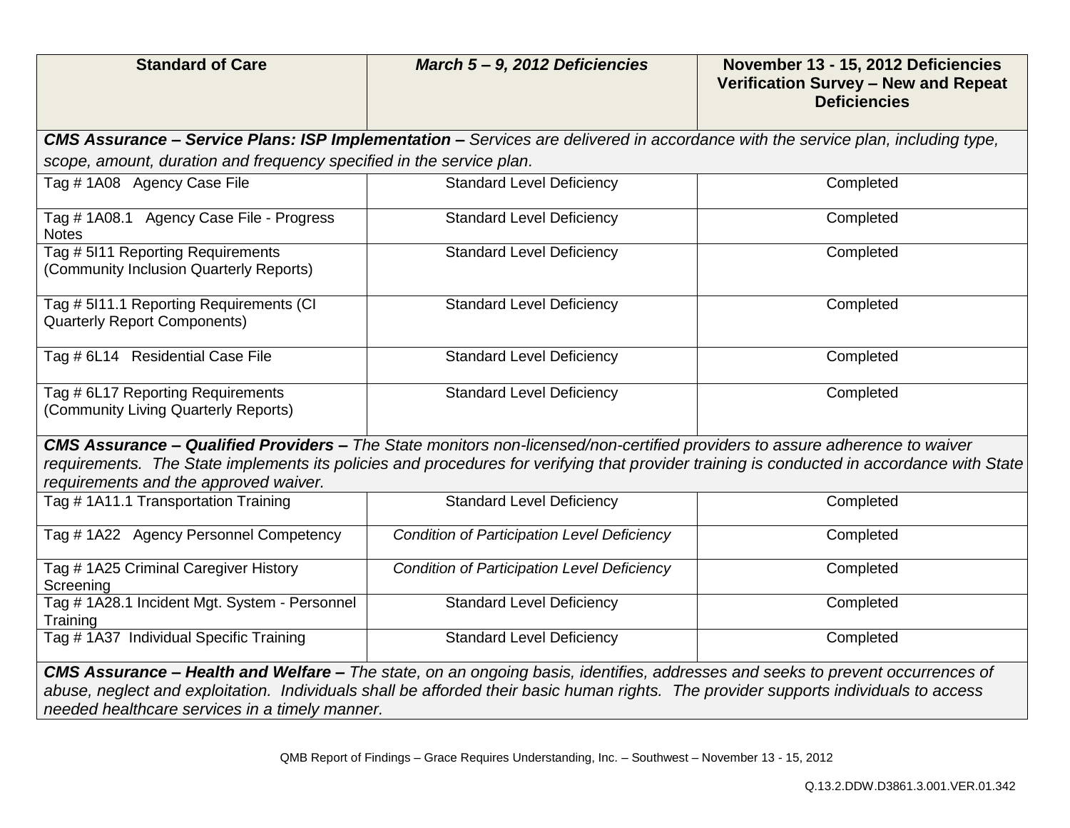| **Standard of Care** | ***March 5 – 9, 2012 Deficiencies*** | **November 13 - 15, 2012 Deficiencies Verification Survey – New and Repeat Deficiencies** |
|---|---|---|
| ***CMS Assurance – Service Plans: ISP Implementation –*** *Services are delivered in accordance with the service plan, including type, scope, amount, duration and frequency specified in the service plan.* | | |
| Tag # 1A08 Agency Case File | Standard Level Deficiency | Completed |
| Tag # 1A08.1 Agency Case File - Progress Notes | Standard Level Deficiency | Completed |
| Tag # 5I11 Reporting Requirements (Community Inclusion Quarterly Reports) | Standard Level Deficiency | Completed |
| Tag # 5I11.1 Reporting Requirements (CI Quarterly Report Components) | Standard Level Deficiency | Completed |
| Tag # 6L14 Residential Case File | Standard Level Deficiency | Completed |
| Tag # 6L17 Reporting Requirements (Community Living Quarterly Reports) | Standard Level Deficiency | Completed |
| ***CMS Assurance – Qualified Providers –*** *The State monitors non-licensed/non-certified providers to assure adherence to waiver requirements. The State implements its policies and procedures for verifying that provider training is conducted in accordance with State requirements and the approved waiver.* | | |
| Tag # 1A11.1 Transportation Training | Standard Level Deficiency | Completed |
| Tag # 1A22 Agency Personnel Competency | *Condition of Participation Level Deficiency* | Completed |
| Tag # 1A25 Criminal Caregiver History Screening | *Condition of Participation Level Deficiency* | Completed |
| Tag # 1A28.1 Incident Mgt. System - Personnel Training | Standard Level Deficiency | Completed |
| Tag # 1A37 Individual Specific Training | Standard Level Deficiency | Completed |
| ***CMS Assurance – Health and Welfare –*** *The state, on an ongoing basis, identifies, addresses and seeks to prevent occurrences of abuse, neglect and exploitation. Individuals shall be afforded their basic human rights. The provider supports individuals to access needed healthcare services in a timely manner.* | | |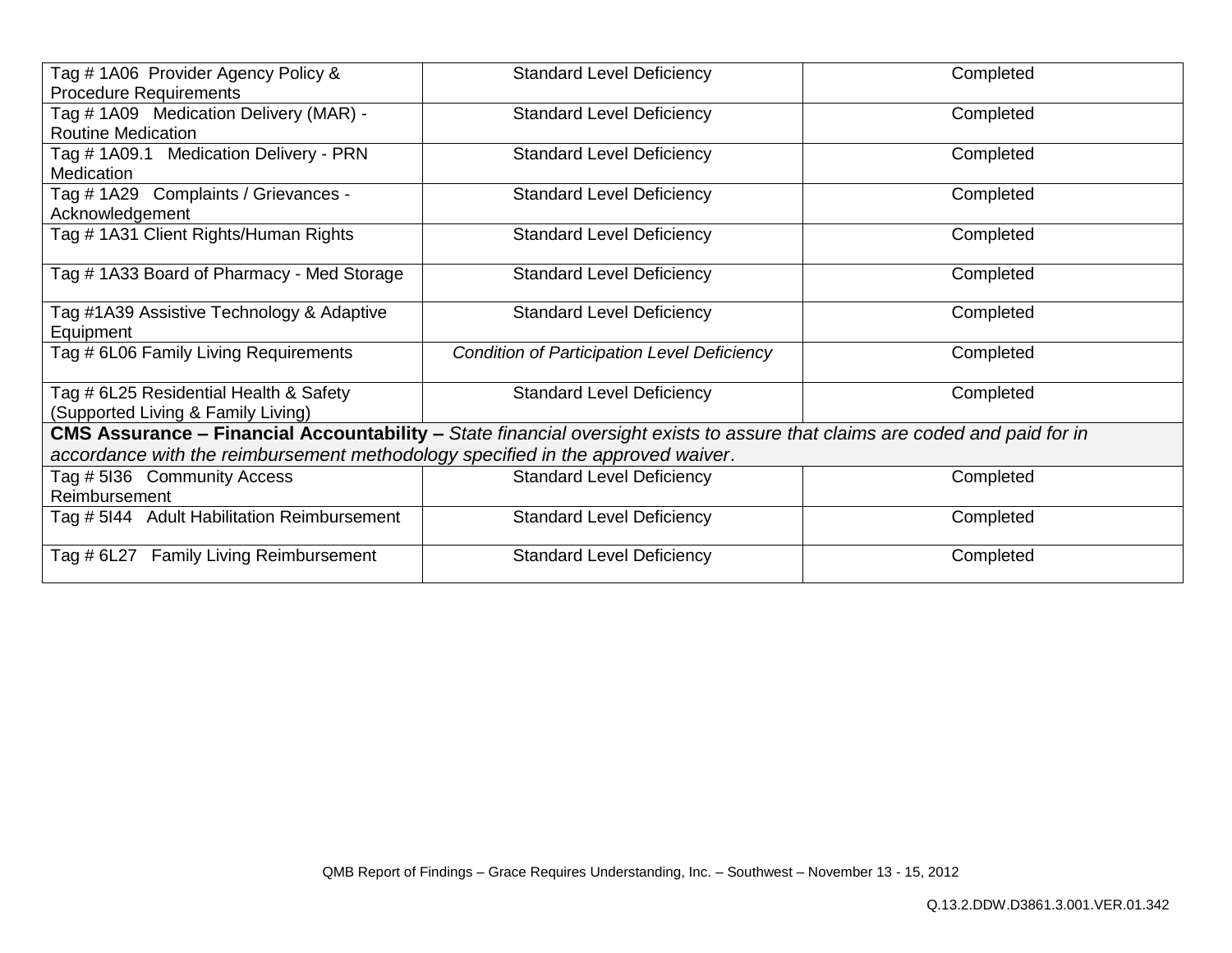| | | |
|---|---|---|
| Tag # 1A06 Provider Agency Policy & Procedure Requirements | Standard Level Deficiency | Completed |
| Tag # 1A09 Medication Delivery (MAR) - Routine Medication | Standard Level Deficiency | Completed |
| Tag # 1A09.1 Medication Delivery - PRN Medication | Standard Level Deficiency | Completed |
| Tag # 1A29 Complaints / Grievances - Acknowledgement | Standard Level Deficiency | Completed |
| Tag # 1A31 Client Rights/Human Rights | Standard Level Deficiency | Completed |
| Tag # 1A33 Board of Pharmacy - Med Storage | Standard Level Deficiency | Completed |
| Tag #1A39 Assistive Technology & Adaptive Equipment | Standard Level Deficiency | Completed |
| Tag # 6L06 Family Living Requirements | *Condition of Participation Level Deficiency* | Completed |
| Tag # 6L25 Residential Health & Safety (Supported Living & Family Living) | Standard Level Deficiency | Completed |
| **CMS Assurance – Financial Accountability –** *State financial oversight exists to assure that claims are coded and paid for in accordance with the reimbursement methodology specified in the approved waiver*. | | |
| Tag # 5I36 Community Access Reimbursement | Standard Level Deficiency | Completed |
| Tag # 5I44 Adult Habilitation Reimbursement | Standard Level Deficiency | Completed |
| Tag # 6L27 Family Living Reimbursement | Standard Level Deficiency | Completed |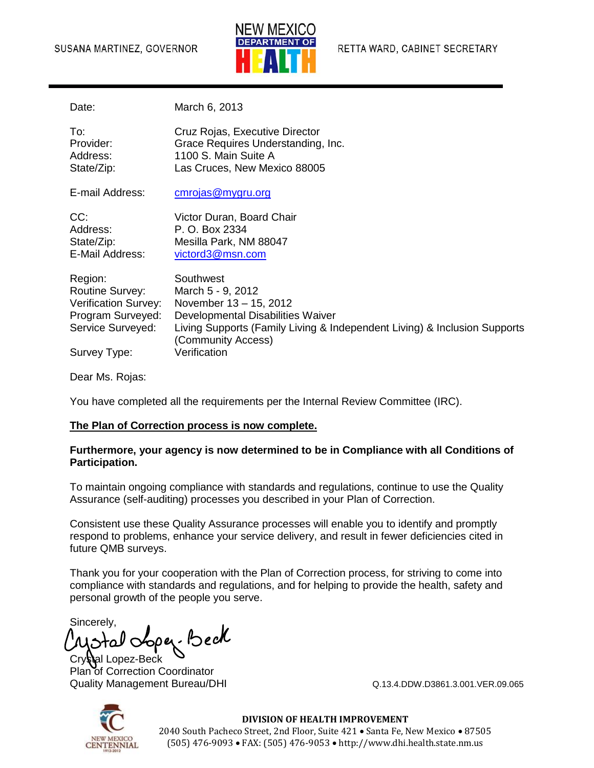SUSANA MARTINEZ, GOVERNOR

NEW MEXICO DEPARTMENT OF HEALTH

RETTA WARD, CABINET SECRETARY

| | |
|---|---|
| Date: | March 6, 2013 |
| To: | Cruz Rojas, Executive Director |
| Provider: | Grace Requires Understanding, Inc. |
| Address: | 1100 S. Main Suite A |
| State/Zip: | Las Cruces, New Mexico 88005 |
| E-mail Address: | cmrojas@mygru.org |
| CC: | Victor Duran, Board Chair |
| Address: | P. O. Box 2334 |
| State/Zip: | Mesilla Park, NM 88047 |
| E-Mail Address: | victord3@msn.com |
| Region: | Southwest |
| Routine Survey: | March 5 - 9, 2012 |
| Verification Survey: | November 13 – 15, 2012 |
| Program Surveyed: | Developmental Disabilities Waiver |
| Service Surveyed: | Living Supports (Family Living & Independent Living) & Inclusion Supports (Community Access) |
| Survey Type: | Verification |

Dear Ms. Rojas:

You have completed all the requirements per the Internal Review Committee (IRC).

**The Plan of Correction process is now complete.**

**Furthermore, your agency is now determined to be in Compliance with all Conditions of Participation.**

To maintain ongoing compliance with standards and regulations, continue to use the Quality Assurance (self-auditing) processes you described in your Plan of Correction.

Consistent use these Quality Assurance processes will enable you to identify and promptly respond to problems, enhance your service delivery, and result in fewer deficiencies cited in future QMB surveys.

Thank you for your cooperation with the Plan of Correction process, for striving to come into compliance with standards and regulations, and for helping to provide the health, safety and personal growth of the people you serve.

Sincerely,

Crystal Lopez-Beck
Plan of Correction Coordinator
Quality Management Bureau/DHI

Q.13.4.DDW.D3861.3.001.VER.09.065

**DIVISION OF HEALTH IMPROVEMENT**
2040 South Pacheco Street, 2nd Floor, Suite 421 • Santa Fe, New Mexico • 87505
(505) 476-9093 • FAX: (505) 476-9053 • http://www.dhi.health.state.nm.us